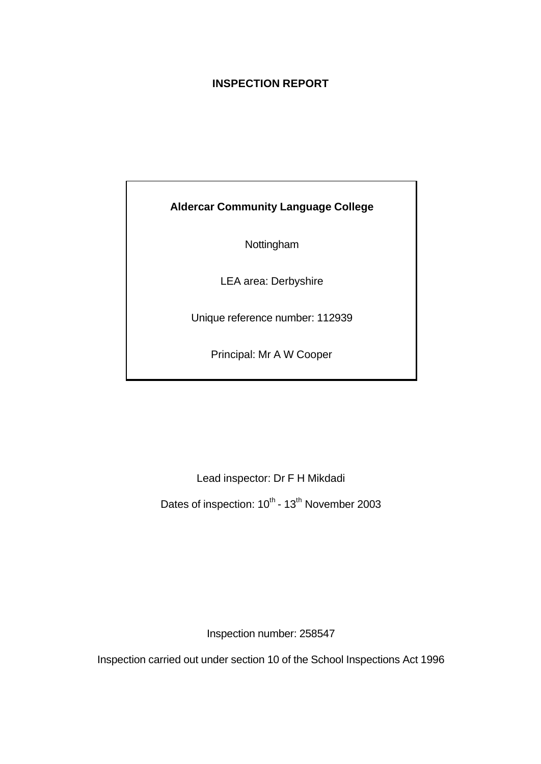# INSPECTION REPORT

**Aldercar Community Language College**

Nottingham

LEA area: Derbyshire

Unique reference number: 112939

Principal: Mr A W Cooper

Lead inspector: Dr F H Mikdadi

Dates of inspection: 10th - 13th November 2003

Inspection number: 258547

Inspection carried out under section 10 of the School Inspections Act 1996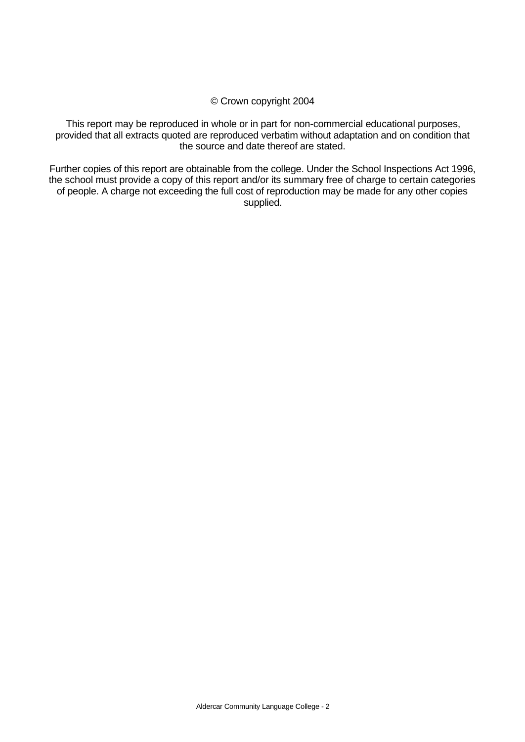© Crown copyright 2004

This report may be reproduced in whole or in part for non-commercial educational purposes, provided that all extracts quoted are reproduced verbatim without adaptation and on condition that the source and date thereof are stated.

Further copies of this report are obtainable from the college. Under the School Inspections Act 1996, the school must provide a copy of this report and/or its summary free of charge to certain categories of people. A charge not exceeding the full cost of reproduction may be made for any other copies supplied.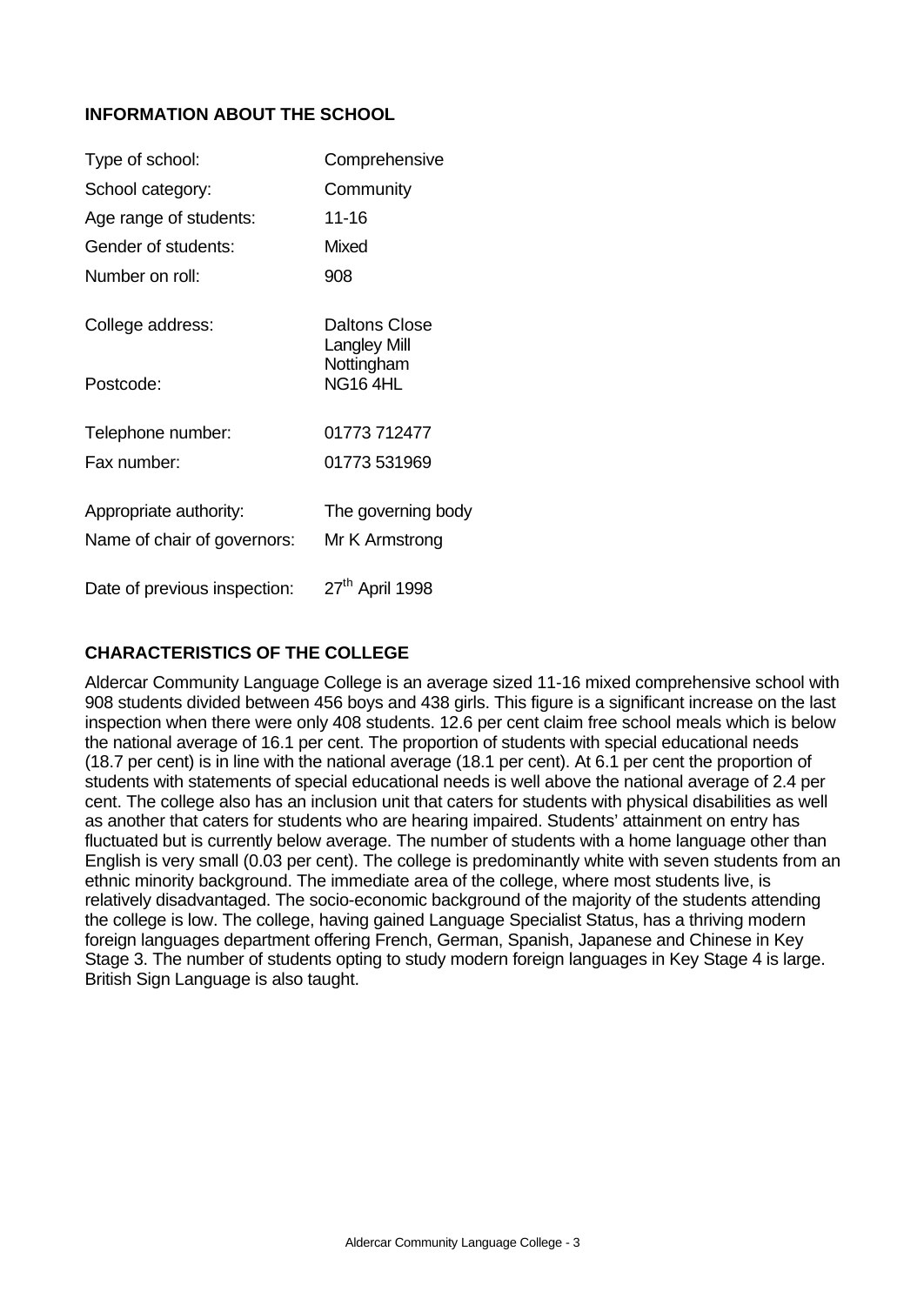## INFORMATION ABOUT THE SCHOOL

| | |
|---|---|
| Type of school: | Comprehensive |
| School category: | Community |
| Age range of students: | 11-16 |
| Gender of students: | Mixed |
| Number on roll: | 908 |
| College address: | Daltons Close<br>Langley Mill<br>Nottingham |
| Postcode: | NG16 4HL |
| Telephone number: | 01773 712477 |
| Fax number: | 01773 531969 |
| Appropriate authority: | The governing body |
| Name of chair of governors: | Mr K Armstrong |
| Date of previous inspection: | 27th April 1998 |

## CHARACTERISTICS OF THE COLLEGE

Aldercar Community Language College is an average sized 11-16 mixed comprehensive school with 908 students divided between 456 boys and 438 girls. This figure is a significant increase on the last inspection when there were only 408 students. 12.6 per cent claim free school meals which is below the national average of 16.1 per cent. The proportion of students with special educational needs (18.7 per cent) is in line with the national average (18.1 per cent). At 6.1 per cent the proportion of students with statements of special educational needs is well above the national average of 2.4 per cent. The college also has an inclusion unit that caters for students with physical disabilities as well as another that caters for students who are hearing impaired. Students' attainment on entry has fluctuated but is currently below average. The number of students with a home language other than English is very small (0.03 per cent). The college is predominantly white with seven students from an ethnic minority background. The immediate area of the college, where most students live, is relatively disadvantaged. The socio-economic background of the majority of the students attending the college is low. The college, having gained Language Specialist Status, has a thriving modern foreign languages department offering French, German, Spanish, Japanese and Chinese in Key Stage 3. The number of students opting to study modern foreign languages in Key Stage 4 is large. British Sign Language is also taught.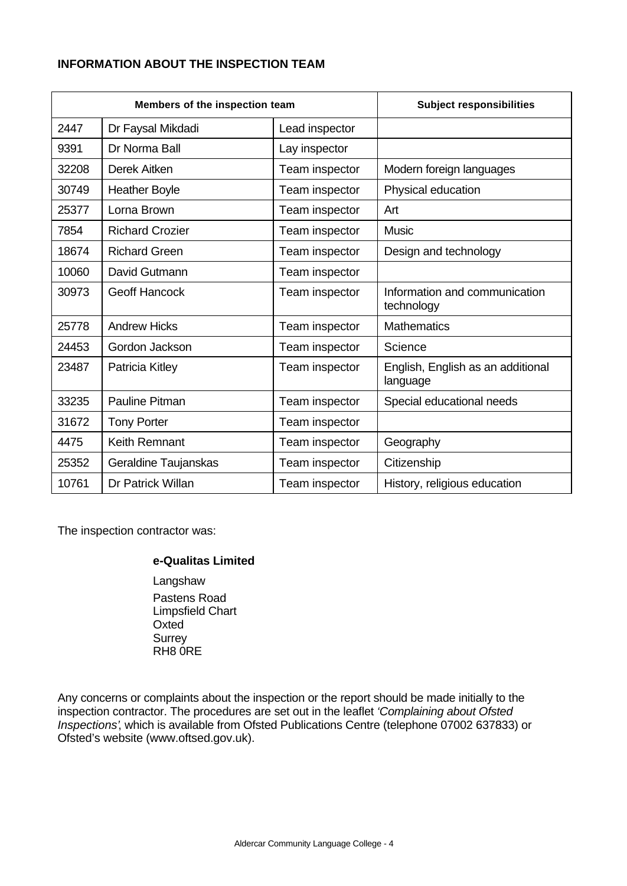**INFORMATION ABOUT THE INSPECTION TEAM**

| Members of the inspection team | | | Subject responsibilities |
|---|---|---|---|
| 2447 | Dr Faysal Mikdadi | Lead inspector | |
| 9391 | Dr Norma Ball | Lay inspector | |
| 32208 | Derek Aitken | Team inspector | Modern foreign languages |
| 30749 | Heather Boyle | Team inspector | Physical education |
| 25377 | Lorna Brown | Team inspector | Art |
| 7854 | Richard Crozier | Team inspector | Music |
| 18674 | Richard Green | Team inspector | Design and technology |
| 10060 | David Gutmann | Team inspector | |
| 30973 | Geoff Hancock | Team inspector | Information and communication technology |
| 25778 | Andrew Hicks | Team inspector | Mathematics |
| 24453 | Gordon Jackson | Team inspector | Science |
| 23487 | Patricia Kitley | Team inspector | English, English as an additional language |
| 33235 | Pauline Pitman | Team inspector | Special educational needs |
| 31672 | Tony Porter | Team inspector | |
| 4475 | Keith Remnant | Team inspector | Geography |
| 25352 | Geraldine Taujanskas | Team inspector | Citizenship |
| 10761 | Dr Patrick Willan | Team inspector | History, religious education |

The inspection contractor was:

**e-Qualitas Limited**

Langshaw
Pastens Road
Limpsfield Chart
Oxted
Surrey
RH8 0RE

Any concerns or complaints about the inspection or the report should be made initially to the inspection contractor. The procedures are set out in the leaflet *'Complaining about Ofsted Inspections'*, which is available from Ofsted Publications Centre (telephone 07002 637833) or Ofsted's website (www.oftsed.gov.uk).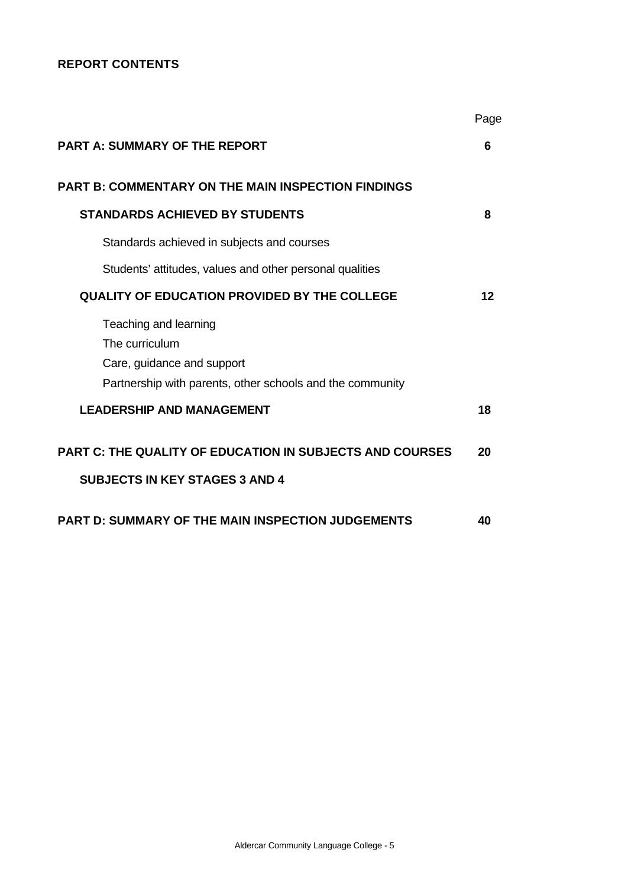**REPORT CONTENTS**

| | Page |
|---|---|
| **PART A: SUMMARY OF THE REPORT** | **6** |
| **PART B: COMMENTARY ON THE MAIN INSPECTION FINDINGS** | |
| **STANDARDS ACHIEVED BY STUDENTS** | **8** |
| Standards achieved in subjects and courses | |
| Students' attitudes, values and other personal qualities | |
| **QUALITY OF EDUCATION PROVIDED BY THE COLLEGE** | **12** |
| Teaching and learning | |
| The curriculum | |
| Care, guidance and support | |
| Partnership with parents, other schools and the community | |
| **LEADERSHIP AND MANAGEMENT** | **18** |
| **PART C: THE QUALITY OF EDUCATION IN SUBJECTS AND COURSES** | **20** |
| **SUBJECTS IN KEY STAGES 3 AND 4** | |
| **PART D: SUMMARY OF THE MAIN INSPECTION JUDGEMENTS** | **40** |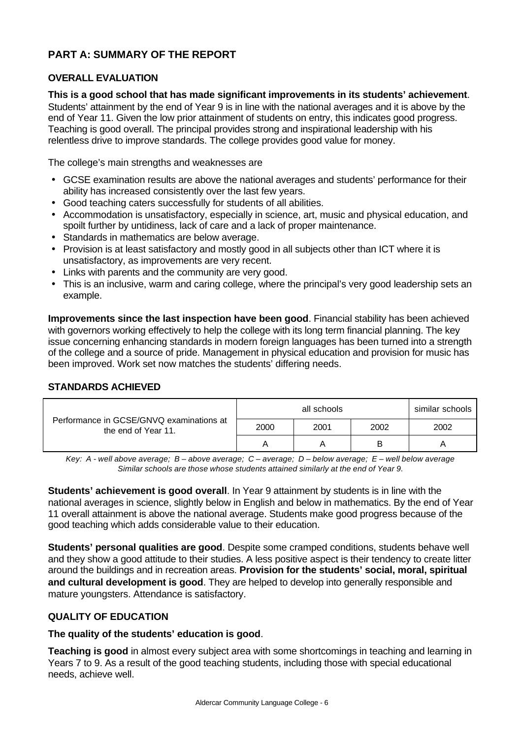## PART A: SUMMARY OF THE REPORT

### OVERALL EVALUATION

**This is a good school that has made significant improvements in its students' achievement**. Students' attainment by the end of Year 9 is in line with the national averages and it is above by the end of Year 11. Given the low prior attainment of students on entry, this indicates good progress. Teaching is good overall. The principal provides strong and inspirational leadership with his relentless drive to improve standards. The college provides good value for money.

The college's main strengths and weaknesses are

- GCSE examination results are above the national averages and students' performance for their ability has increased consistently over the last few years.
- Good teaching caters successfully for students of all abilities.
- Accommodation is unsatisfactory, especially in science, art, music and physical education, and spoilt further by untidiness, lack of care and a lack of proper maintenance.
- Standards in mathematics are below average.
- Provision is at least satisfactory and mostly good in all subjects other than ICT where it is unsatisfactory, as improvements are very recent.
- Links with parents and the community are very good.
- This is an inclusive, warm and caring college, where the principal's very good leadership sets an example.

**Improvements since the last inspection have been good**. Financial stability has been achieved with governors working effectively to help the college with its long term financial planning. The key issue concerning enhancing standards in modern foreign languages has been turned into a strength of the college and a source of pride. Management in physical education and provision for music has been improved. Work set now matches the students' differing needs.

### STANDARDS ACHIEVED

| Performance in GCSE/GNVQ examinations at the end of Year 11. | all schools | | | similar schools |
|---|---|---|---|---|
| | 2000 | 2001 | 2002 | 2002 |
| | A | A | B | A |

*Key: A - well above average; B – above average; C – average; D – below average; E – well below average*
*Similar schools are those whose students attained similarly at the end of Year 9.*

**Students' achievement is good overall**. In Year 9 attainment by students is in line with the national averages in science, slightly below in English and below in mathematics. By the end of Year 11 overall attainment is above the national average. Students make good progress because of the good teaching which adds considerable value to their education.

**Students' personal qualities are good**. Despite some cramped conditions, students behave well and they show a good attitude to their studies. A less positive aspect is their tendency to create litter around the buildings and in recreation areas. **Provision for the students' social, moral, spiritual and cultural development is good**. They are helped to develop into generally responsible and mature youngsters. Attendance is satisfactory.

### QUALITY OF EDUCATION

**The quality of the students' education is good**.

**Teaching is good** in almost every subject area with some shortcomings in teaching and learning in Years 7 to 9. As a result of the good teaching students, including those with special educational needs, achieve well.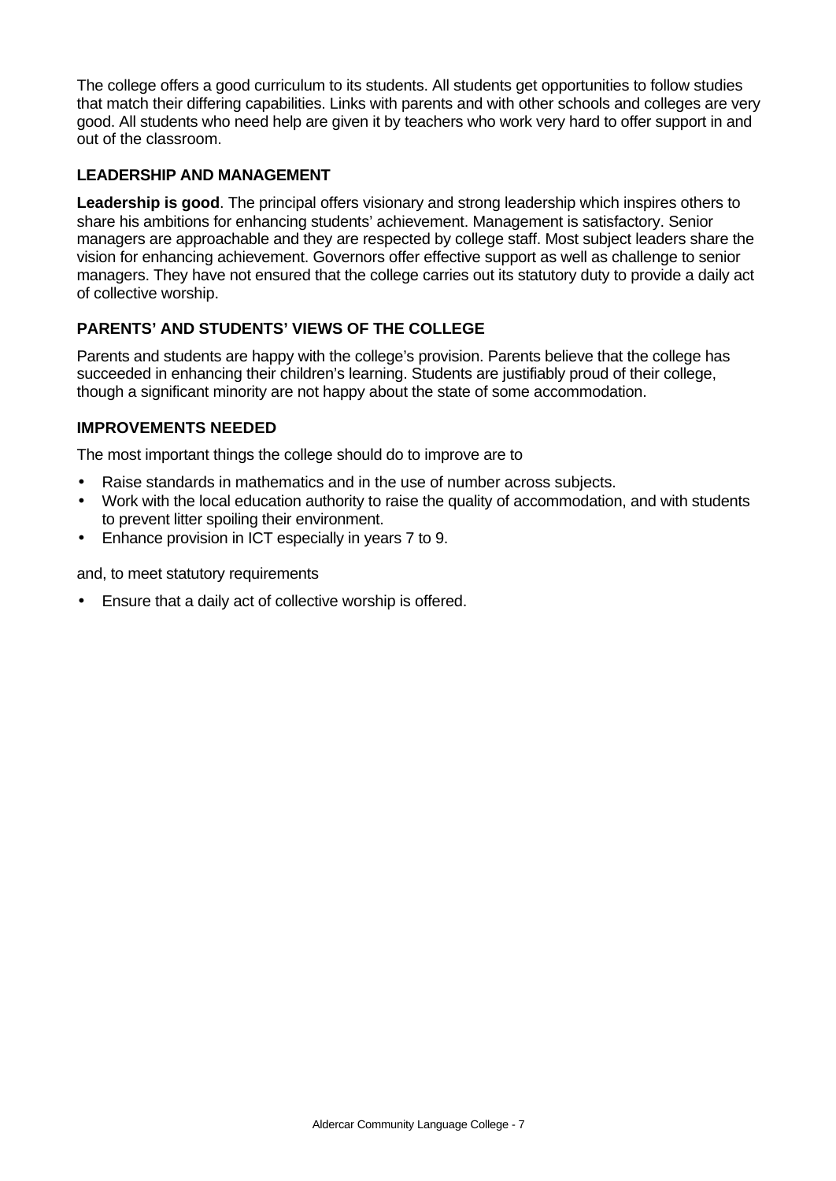The college offers a good curriculum to its students. All students get opportunities to follow studies that match their differing capabilities. Links with parents and with other schools and colleges are very good. All students who need help are given it by teachers who work very hard to offer support in and out of the classroom.

### LEADERSHIP AND MANAGEMENT

**Leadership is good**. The principal offers visionary and strong leadership which inspires others to share his ambitions for enhancing students' achievement. Management is satisfactory. Senior managers are approachable and they are respected by college staff. Most subject leaders share the vision for enhancing achievement. Governors offer effective support as well as challenge to senior managers. They have not ensured that the college carries out its statutory duty to provide a daily act of collective worship.

### PARENTS' AND STUDENTS' VIEWS OF THE COLLEGE

Parents and students are happy with the college's provision. Parents believe that the college has succeeded in enhancing their children's learning. Students are justifiably proud of their college, though a significant minority are not happy about the state of some accommodation.

### IMPROVEMENTS NEEDED

The most important things the college should do to improve are to

- Raise standards in mathematics and in the use of number across subjects.
- Work with the local education authority to raise the quality of accommodation, and with students to prevent litter spoiling their environment.
- Enhance provision in ICT especially in years 7 to 9.

and, to meet statutory requirements

- Ensure that a daily act of collective worship is offered.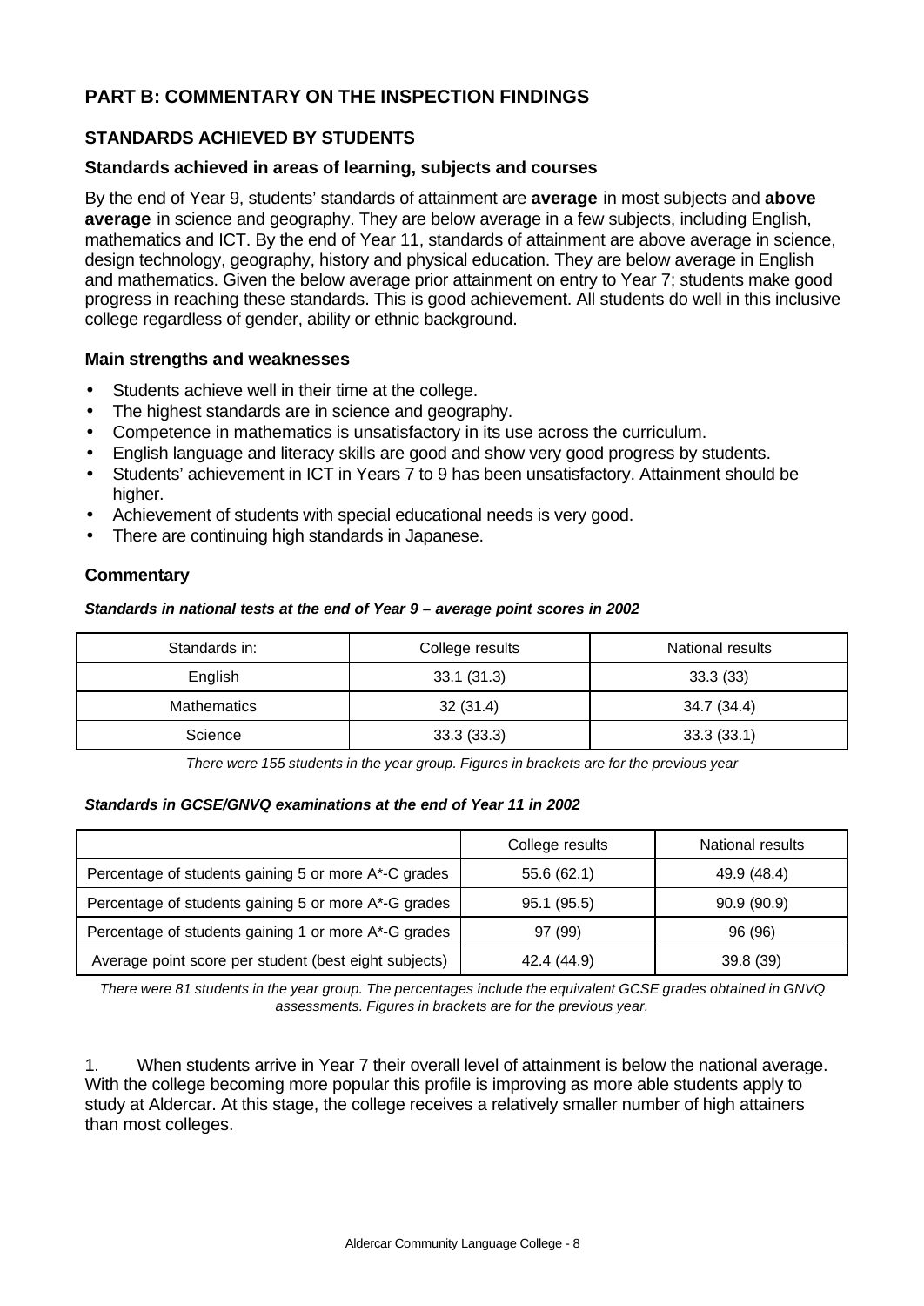## PART B: COMMENTARY ON THE INSPECTION FINDINGS

### STANDARDS ACHIEVED BY STUDENTS

#### Standards achieved in areas of learning, subjects and courses

By the end of Year 9, students' standards of attainment are **average** in most subjects and **above average** in science and geography. They are below average in a few subjects, including English, mathematics and ICT. By the end of Year 11, standards of attainment are above average in science, design technology, geography, history and physical education. They are below average in English and mathematics. Given the below average prior attainment on entry to Year 7; students make good progress in reaching these standards. This is good achievement. All students do well in this inclusive college regardless of gender, ability or ethnic background.

#### Main strengths and weaknesses

- Students achieve well in their time at the college.
- The highest standards are in science and geography.
- Competence in mathematics is unsatisfactory in its use across the curriculum.
- English language and literacy skills are good and show very good progress by students.
- Students' achievement in ICT in Years 7 to 9 has been unsatisfactory. Attainment should be higher.
- Achievement of students with special educational needs is very good.
- There are continuing high standards in Japanese.

#### Commentary

***Standards in national tests at the end of Year 9 – average point scores in 2002***

| Standards in: | College results | National results |
|---|---|---|
| English | 33.1 (31.3) | 33.3 (33) |
| Mathematics | 32 (31.4) | 34.7 (34.4) |
| Science | 33.3 (33.3) | 33.3 (33.1) |

*There were 155 students in the year group. Figures in brackets are for the previous year*

***Standards in GCSE/GNVQ examinations at the end of Year 11 in 2002***

| | College results | National results |
|---|---|---|
| Percentage of students gaining 5 or more A*-C grades | 55.6 (62.1) | 49.9 (48.4) |
| Percentage of students gaining 5 or more A*-G grades | 95.1 (95.5) | 90.9 (90.9) |
| Percentage of students gaining 1 or more A*-G grades | 97 (99) | 96 (96) |
| Average point score per student (best eight subjects) | 42.4 (44.9) | 39.8 (39) |

*There were 81 students in the year group. The percentages include the equivalent GCSE grades obtained in GNVQ assessments. Figures in brackets are for the previous year.*

1. When students arrive in Year 7 their overall level of attainment is below the national average. With the college becoming more popular this profile is improving as more able students apply to study at Aldercar. At this stage, the college receives a relatively smaller number of high attainers than most colleges.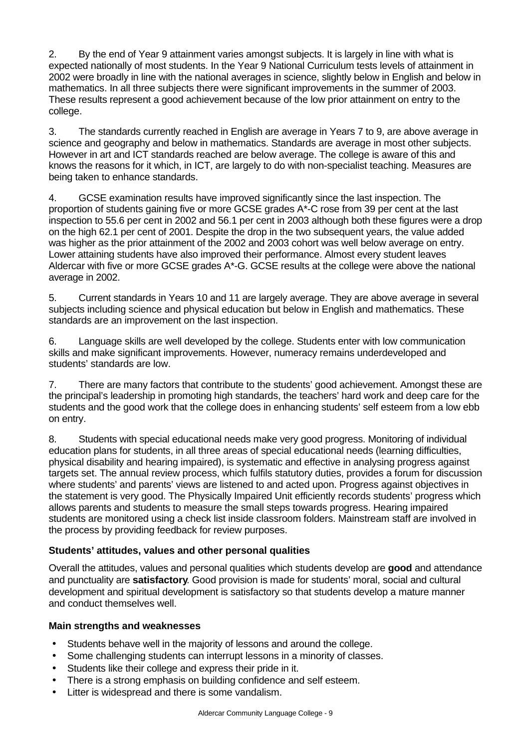2. By the end of Year 9 attainment varies amongst subjects. It is largely in line with what is expected nationally of most students. In the Year 9 National Curriculum tests levels of attainment in 2002 were broadly in line with the national averages in science, slightly below in English and below in mathematics. In all three subjects there were significant improvements in the summer of 2003. These results represent a good achievement because of the low prior attainment on entry to the college.

3. The standards currently reached in English are average in Years 7 to 9, are above average in science and geography and below in mathematics. Standards are average in most other subjects. However in art and ICT standards reached are below average. The college is aware of this and knows the reasons for it which, in ICT, are largely to do with non-specialist teaching. Measures are being taken to enhance standards.

4. GCSE examination results have improved significantly since the last inspection. The proportion of students gaining five or more GCSE grades A*-C rose from 39 per cent at the last inspection to 55.6 per cent in 2002 and 56.1 per cent in 2003 although both these figures were a drop on the high 62.1 per cent of 2001. Despite the drop in the two subsequent years, the value added was higher as the prior attainment of the 2002 and 2003 cohort was well below average on entry. Lower attaining students have also improved their performance. Almost every student leaves Aldercar with five or more GCSE grades A*-G. GCSE results at the college were above the national average in 2002.

5. Current standards in Years 10 and 11 are largely average. They are above average in several subjects including science and physical education but below in English and mathematics. These standards are an improvement on the last inspection.

6. Language skills are well developed by the college. Students enter with low communication skills and make significant improvements. However, numeracy remains underdeveloped and students' standards are low.

7. There are many factors that contribute to the students' good achievement. Amongst these are the principal's leadership in promoting high standards, the teachers' hard work and deep care for the students and the good work that the college does in enhancing students' self esteem from a low ebb on entry.

8. Students with special educational needs make very good progress. Monitoring of individual education plans for students, in all three areas of special educational needs (learning difficulties, physical disability and hearing impaired), is systematic and effective in analysing progress against targets set. The annual review process, which fulfils statutory duties, provides a forum for discussion where students' and parents' views are listened to and acted upon. Progress against objectives in the statement is very good. The Physically Impaired Unit efficiently records students' progress which allows parents and students to measure the small steps towards progress. Hearing impaired students are monitored using a check list inside classroom folders. Mainstream staff are involved in the process by providing feedback for review purposes.

### Students' attitudes, values and other personal qualities

Overall the attitudes, values and personal qualities which students develop are **good** and attendance and punctuality are **satisfactory**. Good provision is made for students' moral, social and cultural development and spiritual development is satisfactory so that students develop a mature manner and conduct themselves well.

#### Main strengths and weaknesses

- Students behave well in the majority of lessons and around the college.
- Some challenging students can interrupt lessons in a minority of classes.
- Students like their college and express their pride in it.
- There is a strong emphasis on building confidence and self esteem.
- Litter is widespread and there is some vandalism.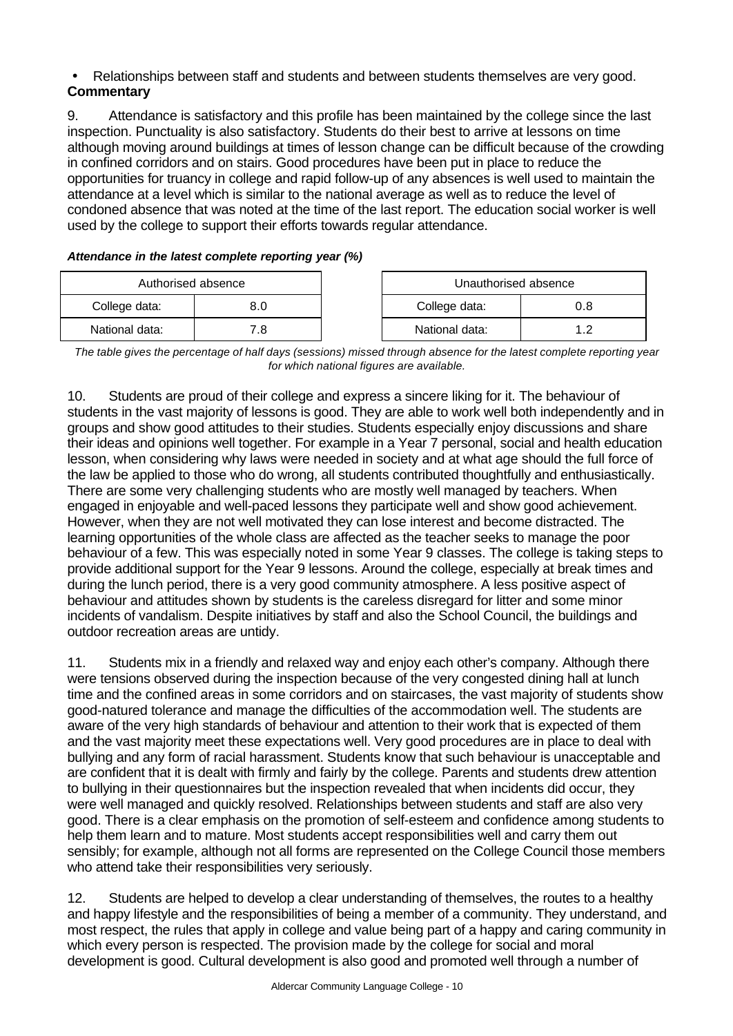- Relationships between staff and students and between students themselves are very good.

**Commentary**

9. Attendance is satisfactory and this profile has been maintained by the college since the last inspection. Punctuality is also satisfactory. Students do their best to arrive at lessons on time although moving around buildings at times of lesson change can be difficult because of the crowding in confined corridors and on stairs. Good procedures have been put in place to reduce the opportunities for truancy in college and rapid follow-up of any absences is well used to maintain the attendance at a level which is similar to the national average as well as to reduce the level of condoned absence that was noted at the time of the last report. The education social worker is well used by the college to support their efforts towards regular attendance.

***Attendance in the latest complete reporting year (%)***

| Authorised absence | |
|---|---|
| College data: | 8.0 |
| National data: | 7.8 |

| Unauthorised absence | |
|---|---|
| College data: | 0.8 |
| National data: | 1.2 |

*The table gives the percentage of half days (sessions) missed through absence for the latest complete reporting year for which national figures are available.*

10. Students are proud of their college and express a sincere liking for it. The behaviour of students in the vast majority of lessons is good. They are able to work well both independently and in groups and show good attitudes to their studies. Students especially enjoy discussions and share their ideas and opinions well together. For example in a Year 7 personal, social and health education lesson, when considering why laws were needed in society and at what age should the full force of the law be applied to those who do wrong, all students contributed thoughtfully and enthusiastically. There are some very challenging students who are mostly well managed by teachers. When engaged in enjoyable and well-paced lessons they participate well and show good achievement. However, when they are not well motivated they can lose interest and become distracted. The learning opportunities of the whole class are affected as the teacher seeks to manage the poor behaviour of a few. This was especially noted in some Year 9 classes. The college is taking steps to provide additional support for the Year 9 lessons. Around the college, especially at break times and during the lunch period, there is a very good community atmosphere. A less positive aspect of behaviour and attitudes shown by students is the careless disregard for litter and some minor incidents of vandalism. Despite initiatives by staff and also the School Council, the buildings and outdoor recreation areas are untidy.

11. Students mix in a friendly and relaxed way and enjoy each other's company. Although there were tensions observed during the inspection because of the very congested dining hall at lunch time and the confined areas in some corridors and on staircases, the vast majority of students show good-natured tolerance and manage the difficulties of the accommodation well. The students are aware of the very high standards of behaviour and attention to their work that is expected of them and the vast majority meet these expectations well. Very good procedures are in place to deal with bullying and any form of racial harassment. Students know that such behaviour is unacceptable and are confident that it is dealt with firmly and fairly by the college. Parents and students drew attention to bullying in their questionnaires but the inspection revealed that when incidents did occur, they were well managed and quickly resolved. Relationships between students and staff are also very good. There is a clear emphasis on the promotion of self-esteem and confidence among students to help them learn and to mature. Most students accept responsibilities well and carry them out sensibly; for example, although not all forms are represented on the College Council those members who attend take their responsibilities very seriously.

12. Students are helped to develop a clear understanding of themselves, the routes to a healthy and happy lifestyle and the responsibilities of being a member of a community. They understand, and most respect, the rules that apply in college and value being part of a happy and caring community in which every person is respected. The provision made by the college for social and moral development is good. Cultural development is also good and promoted well through a number of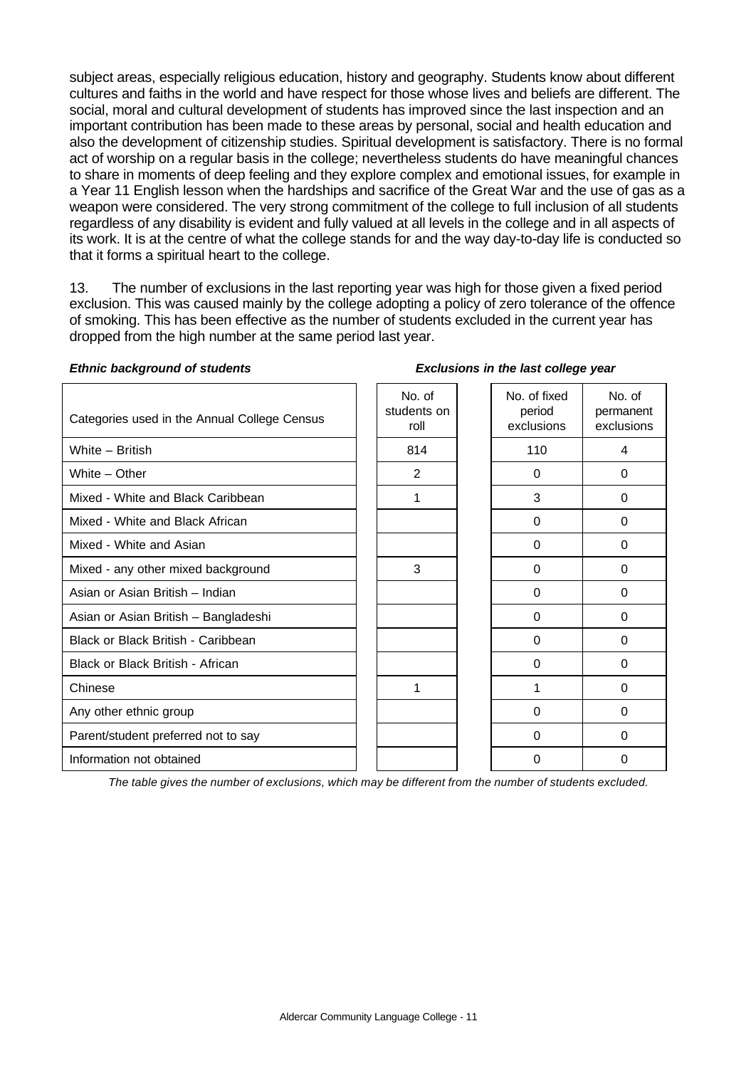subject areas, especially religious education, history and geography. Students know about different cultures and faiths in the world and have respect for those whose lives and beliefs are different. The social, moral and cultural development of students has improved since the last inspection and an important contribution has been made to these areas by personal, social and health education and also the development of citizenship studies. Spiritual development is satisfactory. There is no formal act of worship on a regular basis in the college; nevertheless students do have meaningful chances to share in moments of deep feeling and they explore complex and emotional issues, for example in a Year 11 English lesson when the hardships and sacrifice of the Great War and the use of gas as a weapon were considered. The very strong commitment of the college to full inclusion of all students regardless of any disability is evident and fully valued at all levels in the college and in all aspects of its work. It is at the centre of what the college stands for and the way day-to-day life is conducted so that it forms a spiritual heart to the college.

13. The number of exclusions in the last reporting year was high for those given a fixed period exclusion. This was caused mainly by the college adopting a policy of zero tolerance of the offence of smoking. This has been effective as the number of students excluded in the current year has dropped from the high number at the same period last year.

***Ethnic background of students*** ***Exclusions in the last college year***

| Categories used in the Annual College Census | No. of students on roll | No. of fixed period exclusions | No. of permanent exclusions |
|---|---|---|---|
| White – British | 814 | 110 | 4 |
| White – Other | 2 | 0 | 0 |
| Mixed - White and Black Caribbean | 1 | 3 | 0 |
| Mixed - White and Black African | | 0 | 0 |
| Mixed - White and Asian | | 0 | 0 |
| Mixed - any other mixed background | 3 | 0 | 0 |
| Asian or Asian British – Indian | | 0 | 0 |
| Asian or Asian British – Bangladeshi | | 0 | 0 |
| Black or Black British - Caribbean | | 0 | 0 |
| Black or Black British - African | | 0 | 0 |
| Chinese | 1 | 1 | 0 |
| Any other ethnic group | | 0 | 0 |
| Parent/student preferred not to say | | 0 | 0 |
| Information not obtained | | 0 | 0 |

*The table gives the number of exclusions, which may be different from the number of students excluded.*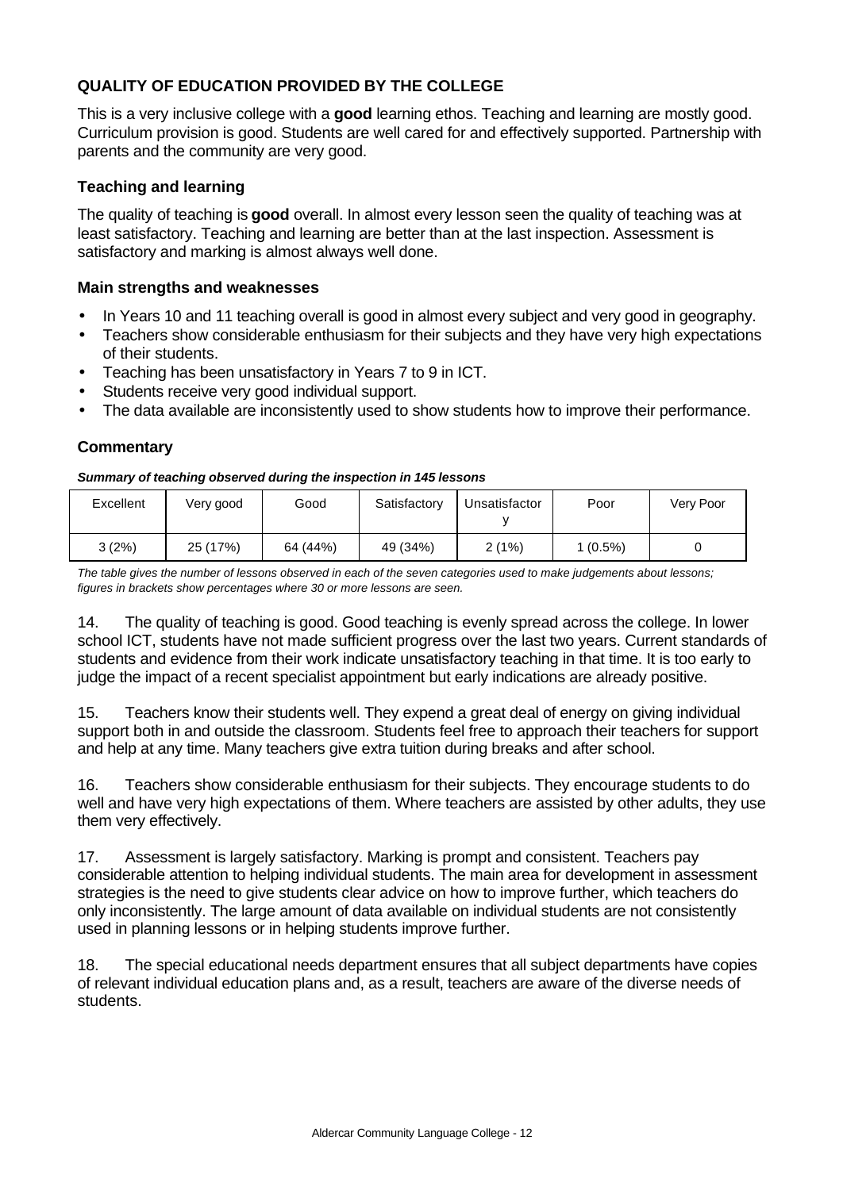## QUALITY OF EDUCATION PROVIDED BY THE COLLEGE

This is a very inclusive college with a **good** learning ethos. Teaching and learning are mostly good. Curriculum provision is good. Students are well cared for and effectively supported. Partnership with parents and the community are very good.

### Teaching and learning

The quality of teaching is **good** overall. In almost every lesson seen the quality of teaching was at least satisfactory. Teaching and learning are better than at the last inspection. Assessment is satisfactory and marking is almost always well done.

#### Main strengths and weaknesses

- In Years 10 and 11 teaching overall is good in almost every subject and very good in geography.
- Teachers show considerable enthusiasm for their subjects and they have very high expectations of their students.
- Teaching has been unsatisfactory in Years 7 to 9 in ICT.
- Students receive very good individual support.
- The data available are inconsistently used to show students how to improve their performance.

#### Commentary

***Summary of teaching observed during the inspection in 145 lessons***

| Excellent | Very good | Good | Satisfactory | Unsatisfactory | Poor | Very Poor |
|---|---|---|---|---|---|---|
| 3 (2%) | 25 (17%) | 64 (44%) | 49 (34%) | 2 (1%) | 1 (0.5%) | 0 |

*The table gives the number of lessons observed in each of the seven categories used to make judgements about lessons; figures in brackets show percentages where 30 or more lessons are seen.*

14. The quality of teaching is good. Good teaching is evenly spread across the college. In lower school ICT, students have not made sufficient progress over the last two years. Current standards of students and evidence from their work indicate unsatisfactory teaching in that time. It is too early to judge the impact of a recent specialist appointment but early indications are already positive.

15. Teachers know their students well. They expend a great deal of energy on giving individual support both in and outside the classroom. Students feel free to approach their teachers for support and help at any time. Many teachers give extra tuition during breaks and after school.

16. Teachers show considerable enthusiasm for their subjects. They encourage students to do well and have very high expectations of them. Where teachers are assisted by other adults, they use them very effectively.

17. Assessment is largely satisfactory. Marking is prompt and consistent. Teachers pay considerable attention to helping individual students. The main area for development in assessment strategies is the need to give students clear advice on how to improve further, which teachers do only inconsistently. The large amount of data available on individual students are not consistently used in planning lessons or in helping students improve further.

18. The special educational needs department ensures that all subject departments have copies of relevant individual education plans and, as a result, teachers are aware of the diverse needs of students.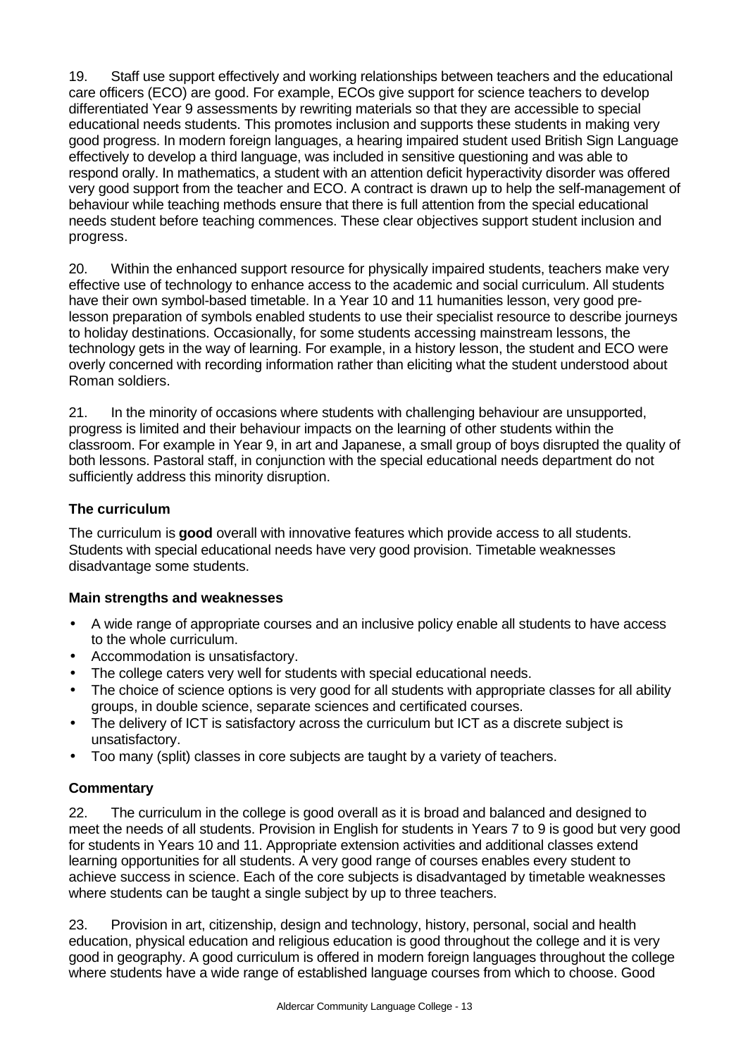19. Staff use support effectively and working relationships between teachers and the educational care officers (ECO) are good. For example, ECOs give support for science teachers to develop differentiated Year 9 assessments by rewriting materials so that they are accessible to special educational needs students. This promotes inclusion and supports these students in making very good progress. In modern foreign languages, a hearing impaired student used British Sign Language effectively to develop a third language, was included in sensitive questioning and was able to respond orally. In mathematics, a student with an attention deficit hyperactivity disorder was offered very good support from the teacher and ECO. A contract is drawn up to help the self-management of behaviour while teaching methods ensure that there is full attention from the special educational needs student before teaching commences. These clear objectives support student inclusion and progress.

20. Within the enhanced support resource for physically impaired students, teachers make very effective use of technology to enhance access to the academic and social curriculum. All students have their own symbol-based timetable. In a Year 10 and 11 humanities lesson, very good pre-lesson preparation of symbols enabled students to use their specialist resource to describe journeys to holiday destinations. Occasionally, for some students accessing mainstream lessons, the technology gets in the way of learning. For example, in a history lesson, the student and ECO were overly concerned with recording information rather than eliciting what the student understood about Roman soldiers.

21. In the minority of occasions where students with challenging behaviour are unsupported, progress is limited and their behaviour impacts on the learning of other students within the classroom. For example in Year 9, in art and Japanese, a small group of boys disrupted the quality of both lessons. Pastoral staff, in conjunction with the special educational needs department do not sufficiently address this minority disruption.

### The curriculum

The curriculum is **good** overall with innovative features which provide access to all students. Students with special educational needs have very good provision. Timetable weaknesses disadvantage some students.

#### Main strengths and weaknesses

- A wide range of appropriate courses and an inclusive policy enable all students to have access to the whole curriculum.
- Accommodation is unsatisfactory.
- The college caters very well for students with special educational needs.
- The choice of science options is very good for all students with appropriate classes for all ability groups, in double science, separate sciences and certificated courses.
- The delivery of ICT is satisfactory across the curriculum but ICT as a discrete subject is unsatisfactory.
- Too many (split) classes in core subjects are taught by a variety of teachers.

#### Commentary

22. The curriculum in the college is good overall as it is broad and balanced and designed to meet the needs of all students. Provision in English for students in Years 7 to 9 is good but very good for students in Years 10 and 11. Appropriate extension activities and additional classes extend learning opportunities for all students. A very good range of courses enables every student to achieve success in science. Each of the core subjects is disadvantaged by timetable weaknesses where students can be taught a single subject by up to three teachers.

23. Provision in art, citizenship, design and technology, history, personal, social and health education, physical education and religious education is good throughout the college and it is very good in geography. A good curriculum is offered in modern foreign languages throughout the college where students have a wide range of established language courses from which to choose. Good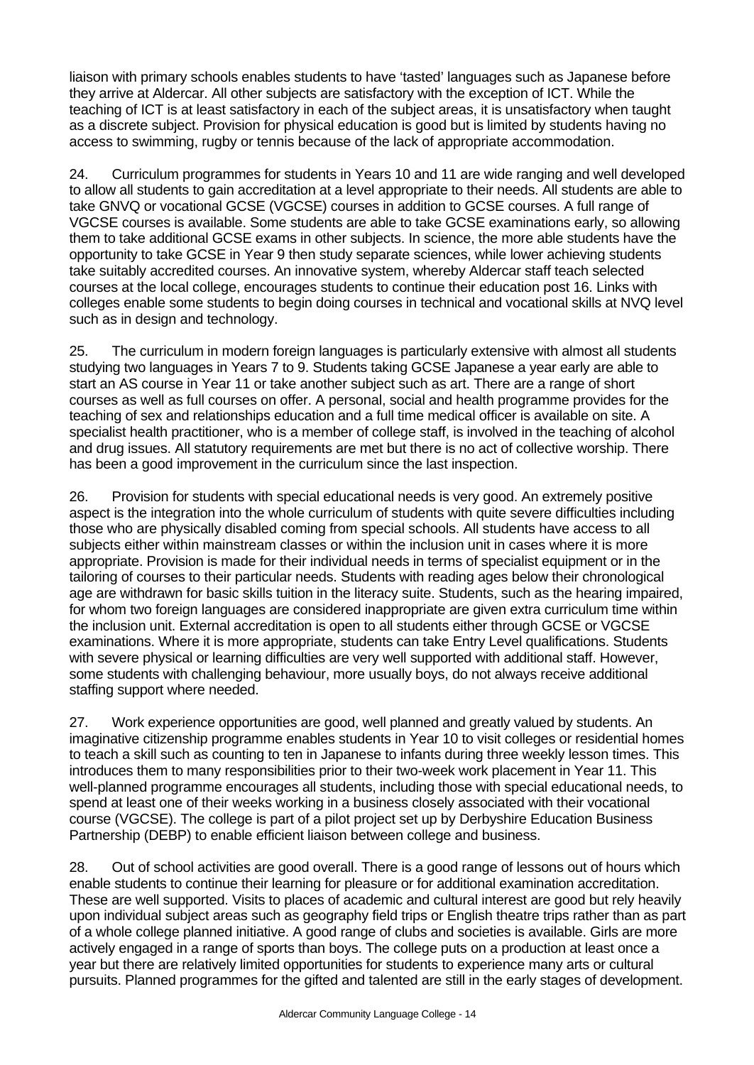liaison with primary schools enables students to have 'tasted' languages such as Japanese before they arrive at Aldercar. All other subjects are satisfactory with the exception of ICT. While the teaching of ICT is at least satisfactory in each of the subject areas, it is unsatisfactory when taught as a discrete subject. Provision for physical education is good but is limited by students having no access to swimming, rugby or tennis because of the lack of appropriate accommodation.

24. Curriculum programmes for students in Years 10 and 11 are wide ranging and well developed to allow all students to gain accreditation at a level appropriate to their needs. All students are able to take GNVQ or vocational GCSE (VGCSE) courses in addition to GCSE courses. A full range of VGCSE courses is available. Some students are able to take GCSE examinations early, so allowing them to take additional GCSE exams in other subjects. In science, the more able students have the opportunity to take GCSE in Year 9 then study separate sciences, while lower achieving students take suitably accredited courses. An innovative system, whereby Aldercar staff teach selected courses at the local college, encourages students to continue their education post 16. Links with colleges enable some students to begin doing courses in technical and vocational skills at NVQ level such as in design and technology.

25. The curriculum in modern foreign languages is particularly extensive with almost all students studying two languages in Years 7 to 9. Students taking GCSE Japanese a year early are able to start an AS course in Year 11 or take another subject such as art. There are a range of short courses as well as full courses on offer. A personal, social and health programme provides for the teaching of sex and relationships education and a full time medical officer is available on site. A specialist health practitioner, who is a member of college staff, is involved in the teaching of alcohol and drug issues. All statutory requirements are met but there is no act of collective worship. There has been a good improvement in the curriculum since the last inspection.

26. Provision for students with special educational needs is very good. An extremely positive aspect is the integration into the whole curriculum of students with quite severe difficulties including those who are physically disabled coming from special schools. All students have access to all subjects either within mainstream classes or within the inclusion unit in cases where it is more appropriate. Provision is made for their individual needs in terms of specialist equipment or in the tailoring of courses to their particular needs. Students with reading ages below their chronological age are withdrawn for basic skills tuition in the literacy suite. Students, such as the hearing impaired, for whom two foreign languages are considered inappropriate are given extra curriculum time within the inclusion unit. External accreditation is open to all students either through GCSE or VGCSE examinations. Where it is more appropriate, students can take Entry Level qualifications. Students with severe physical or learning difficulties are very well supported with additional staff. However, some students with challenging behaviour, more usually boys, do not always receive additional staffing support where needed.

27. Work experience opportunities are good, well planned and greatly valued by students. An imaginative citizenship programme enables students in Year 10 to visit colleges or residential homes to teach a skill such as counting to ten in Japanese to infants during three weekly lesson times. This introduces them to many responsibilities prior to their two-week work placement in Year 11. This well-planned programme encourages all students, including those with special educational needs, to spend at least one of their weeks working in a business closely associated with their vocational course (VGCSE). The college is part of a pilot project set up by Derbyshire Education Business Partnership (DEBP) to enable efficient liaison between college and business.

28. Out of school activities are good overall. There is a good range of lessons out of hours which enable students to continue their learning for pleasure or for additional examination accreditation. These are well supported. Visits to places of academic and cultural interest are good but rely heavily upon individual subject areas such as geography field trips or English theatre trips rather than as part of a whole college planned initiative. A good range of clubs and societies is available. Girls are more actively engaged in a range of sports than boys. The college puts on a production at least once a year but there are relatively limited opportunities for students to experience many arts or cultural pursuits. Planned programmes for the gifted and talented are still in the early stages of development.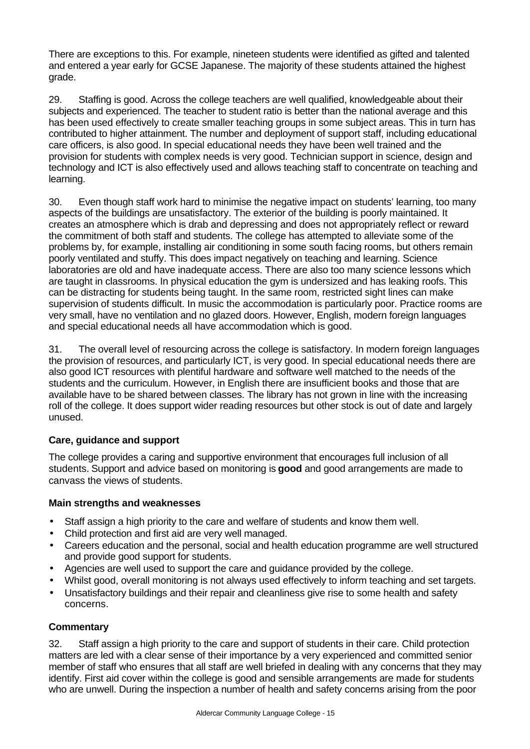There are exceptions to this. For example, nineteen students were identified as gifted and talented and entered a year early for GCSE Japanese. The majority of these students attained the highest grade.

29. Staffing is good. Across the college teachers are well qualified, knowledgeable about their subjects and experienced. The teacher to student ratio is better than the national average and this has been used effectively to create smaller teaching groups in some subject areas. This in turn has contributed to higher attainment. The number and deployment of support staff, including educational care officers, is also good. In special educational needs they have been well trained and the provision for students with complex needs is very good. Technician support in science, design and technology and ICT is also effectively used and allows teaching staff to concentrate on teaching and learning.

30. Even though staff work hard to minimise the negative impact on students' learning, too many aspects of the buildings are unsatisfactory. The exterior of the building is poorly maintained. It creates an atmosphere which is drab and depressing and does not appropriately reflect or reward the commitment of both staff and students. The college has attempted to alleviate some of the problems by, for example, installing air conditioning in some south facing rooms, but others remain poorly ventilated and stuffy. This does impact negatively on teaching and learning. Science laboratories are old and have inadequate access. There are also too many science lessons which are taught in classrooms. In physical education the gym is undersized and has leaking roofs. This can be distracting for students being taught. In the same room, restricted sight lines can make supervision of students difficult. In music the accommodation is particularly poor. Practice rooms are very small, have no ventilation and no glazed doors. However, English, modern foreign languages and special educational needs all have accommodation which is good.

31. The overall level of resourcing across the college is satisfactory. In modern foreign languages the provision of resources, and particularly ICT, is very good. In special educational needs there are also good ICT resources with plentiful hardware and software well matched to the needs of the students and the curriculum. However, in English there are insufficient books and those that are available have to be shared between classes. The library has not grown in line with the increasing roll of the college. It does support wider reading resources but other stock is out of date and largely unused.

### Care, guidance and support

The college provides a caring and supportive environment that encourages full inclusion of all students. Support and advice based on monitoring is **good** and good arrangements are made to canvass the views of students.

#### Main strengths and weaknesses

- Staff assign a high priority to the care and welfare of students and know them well.
- Child protection and first aid are very well managed.
- Careers education and the personal, social and health education programme are well structured and provide good support for students.
- Agencies are well used to support the care and guidance provided by the college.
- Whilst good, overall monitoring is not always used effectively to inform teaching and set targets.
- Unsatisfactory buildings and their repair and cleanliness give rise to some health and safety concerns.

#### Commentary

32. Staff assign a high priority to the care and support of students in their care. Child protection matters are led with a clear sense of their importance by a very experienced and committed senior member of staff who ensures that all staff are well briefed in dealing with any concerns that they may identify. First aid cover within the college is good and sensible arrangements are made for students who are unwell. During the inspection a number of health and safety concerns arising from the poor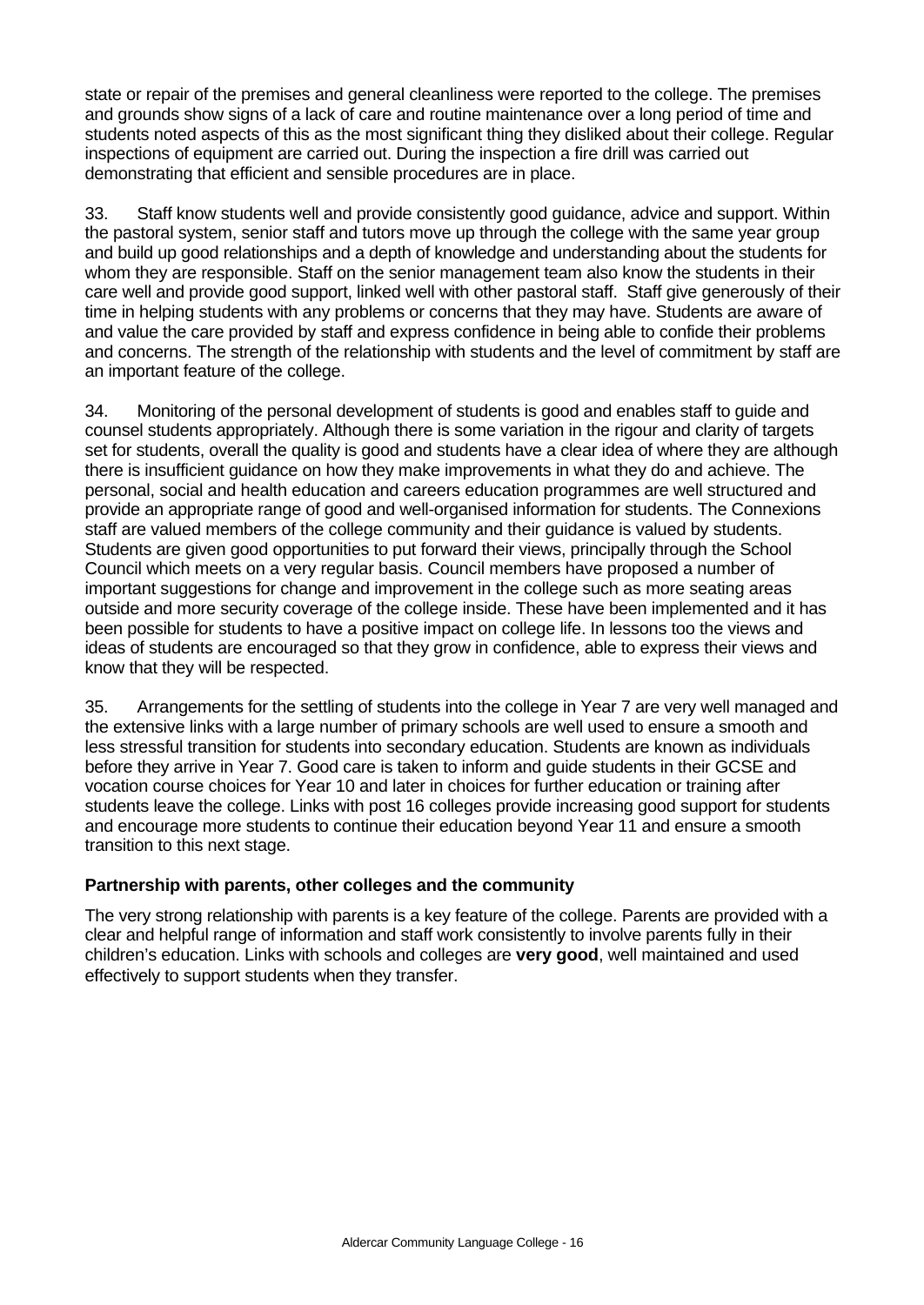state or repair of the premises and general cleanliness were reported to the college. The premises and grounds show signs of a lack of care and routine maintenance over a long period of time and students noted aspects of this as the most significant thing they disliked about their college. Regular inspections of equipment are carried out. During the inspection a fire drill was carried out demonstrating that efficient and sensible procedures are in place.

33. Staff know students well and provide consistently good guidance, advice and support. Within the pastoral system, senior staff and tutors move up through the college with the same year group and build up good relationships and a depth of knowledge and understanding about the students for whom they are responsible. Staff on the senior management team also know the students in their care well and provide good support, linked well with other pastoral staff. Staff give generously of their time in helping students with any problems or concerns that they may have. Students are aware of and value the care provided by staff and express confidence in being able to confide their problems and concerns. The strength of the relationship with students and the level of commitment by staff are an important feature of the college.

34. Monitoring of the personal development of students is good and enables staff to guide and counsel students appropriately. Although there is some variation in the rigour and clarity of targets set for students, overall the quality is good and students have a clear idea of where they are although there is insufficient guidance on how they make improvements in what they do and achieve. The personal, social and health education and careers education programmes are well structured and provide an appropriate range of good and well-organised information for students. The Connexions staff are valued members of the college community and their guidance is valued by students. Students are given good opportunities to put forward their views, principally through the School Council which meets on a very regular basis. Council members have proposed a number of important suggestions for change and improvement in the college such as more seating areas outside and more security coverage of the college inside. These have been implemented and it has been possible for students to have a positive impact on college life. In lessons too the views and ideas of students are encouraged so that they grow in confidence, able to express their views and know that they will be respected.

35. Arrangements for the settling of students into the college in Year 7 are very well managed and the extensive links with a large number of primary schools are well used to ensure a smooth and less stressful transition for students into secondary education. Students are known as individuals before they arrive in Year 7. Good care is taken to inform and guide students in their GCSE and vocation course choices for Year 10 and later in choices for further education or training after students leave the college. Links with post 16 colleges provide increasing good support for students and encourage more students to continue their education beyond Year 11 and ensure a smooth transition to this next stage.

### Partnership with parents, other colleges and the community

The very strong relationship with parents is a key feature of the college. Parents are provided with a clear and helpful range of information and staff work consistently to involve parents fully in their children's education. Links with schools and colleges are **very good**, well maintained and used effectively to support students when they transfer.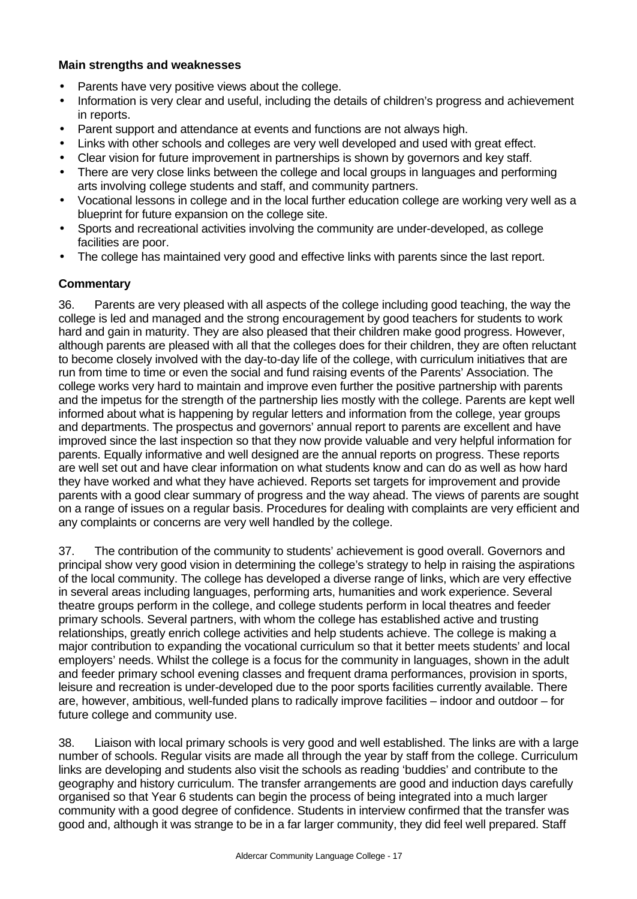**Main strengths and weaknesses**

- Parents have very positive views about the college.
- Information is very clear and useful, including the details of children's progress and achievement in reports.
- Parent support and attendance at events and functions are not always high.
- Links with other schools and colleges are very well developed and used with great effect.
- Clear vision for future improvement in partnerships is shown by governors and key staff.
- There are very close links between the college and local groups in languages and performing arts involving college students and staff, and community partners.
- Vocational lessons in college and in the local further education college are working very well as a blueprint for future expansion on the college site.
- Sports and recreational activities involving the community are under-developed, as college facilities are poor.
- The college has maintained very good and effective links with parents since the last report.

**Commentary**

36. Parents are very pleased with all aspects of the college including good teaching, the way the college is led and managed and the strong encouragement by good teachers for students to work hard and gain in maturity. They are also pleased that their children make good progress. However, although parents are pleased with all that the colleges does for their children, they are often reluctant to become closely involved with the day-to-day life of the college, with curriculum initiatives that are run from time to time or even the social and fund raising events of the Parents' Association. The college works very hard to maintain and improve even further the positive partnership with parents and the impetus for the strength of the partnership lies mostly with the college. Parents are kept well informed about what is happening by regular letters and information from the college, year groups and departments. The prospectus and governors' annual report to parents are excellent and have improved since the last inspection so that they now provide valuable and very helpful information for parents. Equally informative and well designed are the annual reports on progress. These reports are well set out and have clear information on what students know and can do as well as how hard they have worked and what they have achieved. Reports set targets for improvement and provide parents with a good clear summary of progress and the way ahead. The views of parents are sought on a range of issues on a regular basis. Procedures for dealing with complaints are very efficient and any complaints or concerns are very well handled by the college.

37. The contribution of the community to students' achievement is good overall. Governors and principal show very good vision in determining the college's strategy to help in raising the aspirations of the local community. The college has developed a diverse range of links, which are very effective in several areas including languages, performing arts, humanities and work experience. Several theatre groups perform in the college, and college students perform in local theatres and feeder primary schools. Several partners, with whom the college has established active and trusting relationships, greatly enrich college activities and help students achieve. The college is making a major contribution to expanding the vocational curriculum so that it better meets students' and local employers' needs. Whilst the college is a focus for the community in languages, shown in the adult and feeder primary school evening classes and frequent drama performances, provision in sports, leisure and recreation is under-developed due to the poor sports facilities currently available. There are, however, ambitious, well-funded plans to radically improve facilities – indoor and outdoor – for future college and community use.

38. Liaison with local primary schools is very good and well established. The links are with a large number of schools. Regular visits are made all through the year by staff from the college. Curriculum links are developing and students also visit the schools as reading 'buddies' and contribute to the geography and history curriculum. The transfer arrangements are good and induction days carefully organised so that Year 6 students can begin the process of being integrated into a much larger community with a good degree of confidence. Students in interview confirmed that the transfer was good and, although it was strange to be in a far larger community, they did feel well prepared. Staff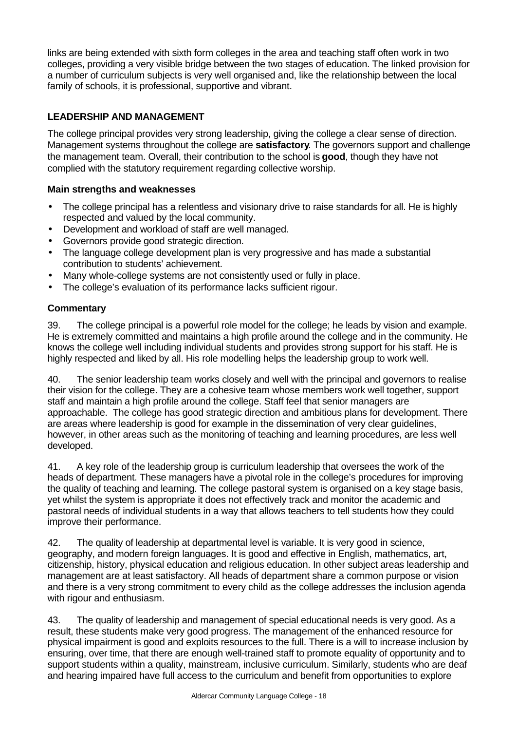links are being extended with sixth form colleges in the area and teaching staff often work in two colleges, providing a very visible bridge between the two stages of education. The linked provision for a number of curriculum subjects is very well organised and, like the relationship between the local family of schools, it is professional, supportive and vibrant.

### LEADERSHIP AND MANAGEMENT

The college principal provides very strong leadership, giving the college a clear sense of direction. Management systems throughout the college are **satisfactory**. The governors support and challenge the management team. Overall, their contribution to the school is **good**, though they have not complied with the statutory requirement regarding collective worship.

#### Main strengths and weaknesses

- The college principal has a relentless and visionary drive to raise standards for all. He is highly respected and valued by the local community.
- Development and workload of staff are well managed.
- Governors provide good strategic direction.
- The language college development plan is very progressive and has made a substantial contribution to students' achievement.
- Many whole-college systems are not consistently used or fully in place.
- The college's evaluation of its performance lacks sufficient rigour.

#### Commentary

39. The college principal is a powerful role model for the college; he leads by vision and example. He is extremely committed and maintains a high profile around the college and in the community. He knows the college well including individual students and provides strong support for his staff. He is highly respected and liked by all. His role modelling helps the leadership group to work well.

40. The senior leadership team works closely and well with the principal and governors to realise their vision for the college. They are a cohesive team whose members work well together, support staff and maintain a high profile around the college. Staff feel that senior managers are approachable. The college has good strategic direction and ambitious plans for development. There are areas where leadership is good for example in the dissemination of very clear guidelines, however, in other areas such as the monitoring of teaching and learning procedures, are less well developed.

41. A key role of the leadership group is curriculum leadership that oversees the work of the heads of department. These managers have a pivotal role in the college's procedures for improving the quality of teaching and learning. The college pastoral system is organised on a key stage basis, yet whilst the system is appropriate it does not effectively track and monitor the academic and pastoral needs of individual students in a way that allows teachers to tell students how they could improve their performance.

42. The quality of leadership at departmental level is variable. It is very good in science, geography, and modern foreign languages. It is good and effective in English, mathematics, art, citizenship, history, physical education and religious education. In other subject areas leadership and management are at least satisfactory. All heads of department share a common purpose or vision and there is a very strong commitment to every child as the college addresses the inclusion agenda with rigour and enthusiasm.

43. The quality of leadership and management of special educational needs is very good. As a result, these students make very good progress. The management of the enhanced resource for physical impairment is good and exploits resources to the full. There is a will to increase inclusion by ensuring, over time, that there are enough well-trained staff to promote equality of opportunity and to support students within a quality, mainstream, inclusive curriculum. Similarly, students who are deaf and hearing impaired have full access to the curriculum and benefit from opportunities to explore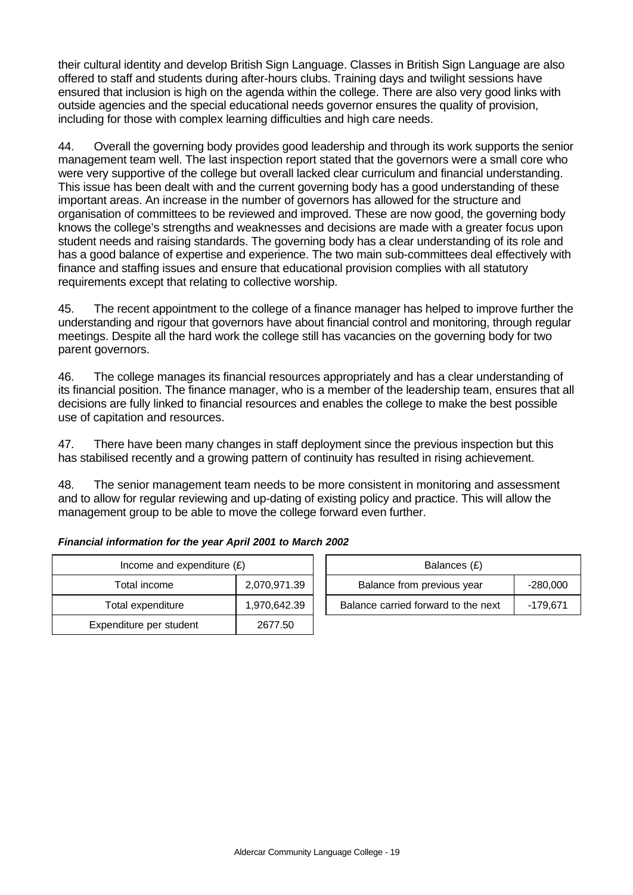their cultural identity and develop British Sign Language. Classes in British Sign Language are also offered to staff and students during after-hours clubs. Training days and twilight sessions have ensured that inclusion is high on the agenda within the college. There are also very good links with outside agencies and the special educational needs governor ensures the quality of provision, including for those with complex learning difficulties and high care needs.

44. Overall the governing body provides good leadership and through its work supports the senior management team well. The last inspection report stated that the governors were a small core who were very supportive of the college but overall lacked clear curriculum and financial understanding. This issue has been dealt with and the current governing body has a good understanding of these important areas. An increase in the number of governors has allowed for the structure and organisation of committees to be reviewed and improved. These are now good, the governing body knows the college's strengths and weaknesses and decisions are made with a greater focus upon student needs and raising standards. The governing body has a clear understanding of its role and has a good balance of expertise and experience. The two main sub-committees deal effectively with finance and staffing issues and ensure that educational provision complies with all statutory requirements except that relating to collective worship.

45. The recent appointment to the college of a finance manager has helped to improve further the understanding and rigour that governors have about financial control and monitoring, through regular meetings. Despite all the hard work the college still has vacancies on the governing body for two parent governors.

46. The college manages its financial resources appropriately and has a clear understanding of its financial position. The finance manager, who is a member of the leadership team, ensures that all decisions are fully linked to financial resources and enables the college to make the best possible use of capitation and resources.

47. There have been many changes in staff deployment since the previous inspection but this has stabilised recently and a growing pattern of continuity has resulted in rising achievement.

48. The senior management team needs to be more consistent in monitoring and assessment and to allow for regular reviewing and up-dating of existing policy and practice. This will allow the management group to be able to move the college forward even further.

***Financial information for the year April 2001 to March 2002***

| Income and expenditure (£) | |
|---|---|
| Total income | 2,070,971.39 |
| Total expenditure | 1,970,642.39 |
| Expenditure per student | 2677.50 |

| Balances (£) | |
|---|---|
| Balance from previous year | -280,000 |
| Balance carried forward to the next | -179,671 |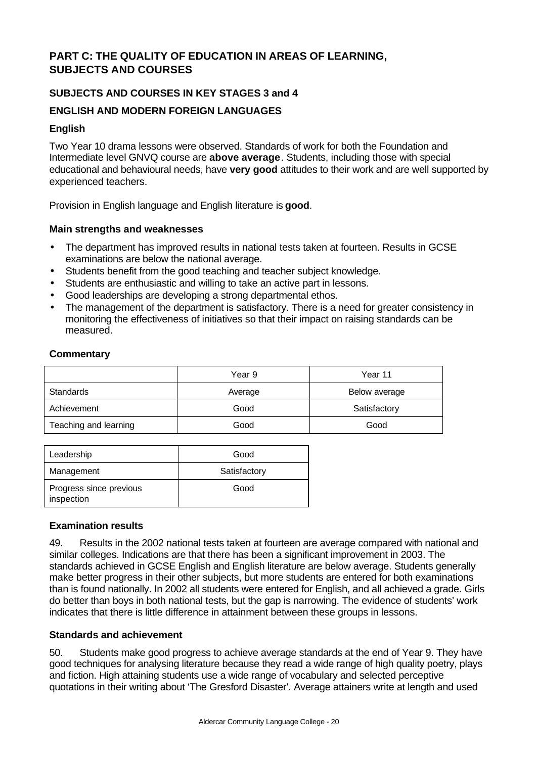## PART C: THE QUALITY OF EDUCATION IN AREAS OF LEARNING, SUBJECTS AND COURSES

### SUBJECTS AND COURSES IN KEY STAGES 3 and 4

### ENGLISH AND MODERN FOREIGN LANGUAGES

#### English

Two Year 10 drama lessons were observed. Standards of work for both the Foundation and Intermediate level GNVQ course are **above average**. Students, including those with special educational and behavioural needs, have **very good** attitudes to their work and are well supported by experienced teachers.

Provision in English language and English literature is **good**.

#### Main strengths and weaknesses

- The department has improved results in national tests taken at fourteen. Results in GCSE examinations are below the national average.
- Students benefit from the good teaching and teacher subject knowledge.
- Students are enthusiastic and willing to take an active part in lessons.
- Good leaderships are developing a strong departmental ethos.
- The management of the department is satisfactory. There is a need for greater consistency in monitoring the effectiveness of initiatives so that their impact on raising standards can be measured.

#### Commentary

| | Year 9 | Year 11 |
|---|---|---|
| Standards | Average | Below average |
| Achievement | Good | Satisfactory |
| Teaching and learning | Good | Good |

| | |
|---|---|
| Leadership | Good |
| Management | Satisfactory |
| Progress since previous inspection | Good |

#### Examination results

49. Results in the 2002 national tests taken at fourteen are average compared with national and similar colleges. Indications are that there has been a significant improvement in 2003. The standards achieved in GCSE English and English literature are below average. Students generally make better progress in their other subjects, but more students are entered for both examinations than is found nationally. In 2002 all students were entered for English, and all achieved a grade. Girls do better than boys in both national tests, but the gap is narrowing. The evidence of students' work indicates that there is little difference in attainment between these groups in lessons.

#### Standards and achievement

50. Students make good progress to achieve average standards at the end of Year 9. They have good techniques for analysing literature because they read a wide range of high quality poetry, plays and fiction. High attaining students use a wide range of vocabulary and selected perceptive quotations in their writing about 'The Gresford Disaster'. Average attainers write at length and used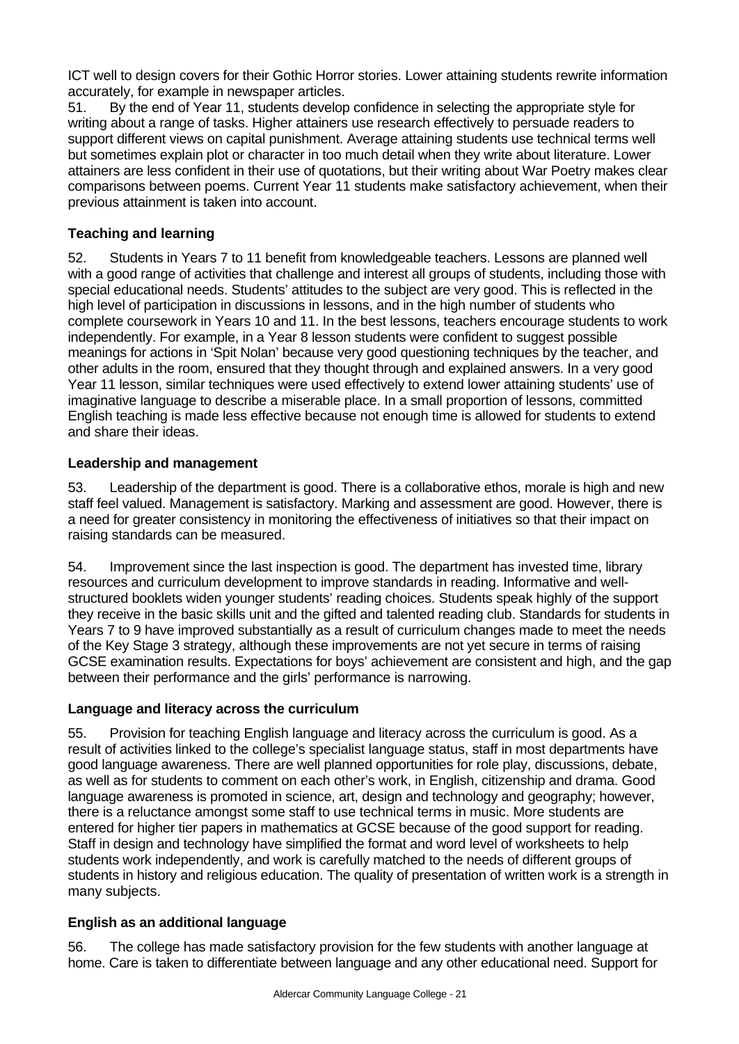ICT well to design covers for their Gothic Horror stories. Lower attaining students rewrite information accurately, for example in newspaper articles.

51. By the end of Year 11, students develop confidence in selecting the appropriate style for writing about a range of tasks. Higher attainers use research effectively to persuade readers to support different views on capital punishment. Average attaining students use technical terms well but sometimes explain plot or character in too much detail when they write about literature. Lower attainers are less confident in their use of quotations, but their writing about War Poetry makes clear comparisons between poems. Current Year 11 students make satisfactory achievement, when their previous attainment is taken into account.

### Teaching and learning

52. Students in Years 7 to 11 benefit from knowledgeable teachers. Lessons are planned well with a good range of activities that challenge and interest all groups of students, including those with special educational needs. Students' attitudes to the subject are very good. This is reflected in the high level of participation in discussions in lessons, and in the high number of students who complete coursework in Years 10 and 11. In the best lessons, teachers encourage students to work independently. For example, in a Year 8 lesson students were confident to suggest possible meanings for actions in 'Spit Nolan' because very good questioning techniques by the teacher, and other adults in the room, ensured that they thought through and explained answers. In a very good Year 11 lesson, similar techniques were used effectively to extend lower attaining students' use of imaginative language to describe a miserable place. In a small proportion of lessons, committed English teaching is made less effective because not enough time is allowed for students to extend and share their ideas.

### Leadership and management

53. Leadership of the department is good. There is a collaborative ethos, morale is high and new staff feel valued. Management is satisfactory. Marking and assessment are good. However, there is a need for greater consistency in monitoring the effectiveness of initiatives so that their impact on raising standards can be measured.

54. Improvement since the last inspection is good. The department has invested time, library resources and curriculum development to improve standards in reading. Informative and well-structured booklets widen younger students' reading choices. Students speak highly of the support they receive in the basic skills unit and the gifted and talented reading club. Standards for students in Years 7 to 9 have improved substantially as a result of curriculum changes made to meet the needs of the Key Stage 3 strategy, although these improvements are not yet secure in terms of raising GCSE examination results. Expectations for boys' achievement are consistent and high, and the gap between their performance and the girls' performance is narrowing.

### Language and literacy across the curriculum

55. Provision for teaching English language and literacy across the curriculum is good. As a result of activities linked to the college's specialist language status, staff in most departments have good language awareness. There are well planned opportunities for role play, discussions, debate, as well as for students to comment on each other's work, in English, citizenship and drama. Good language awareness is promoted in science, art, design and technology and geography; however, there is a reluctance amongst some staff to use technical terms in music. More students are entered for higher tier papers in mathematics at GCSE because of the good support for reading. Staff in design and technology have simplified the format and word level of worksheets to help students work independently, and work is carefully matched to the needs of different groups of students in history and religious education. The quality of presentation of written work is a strength in many subjects.

### English as an additional language

56. The college has made satisfactory provision for the few students with another language at home. Care is taken to differentiate between language and any other educational need. Support for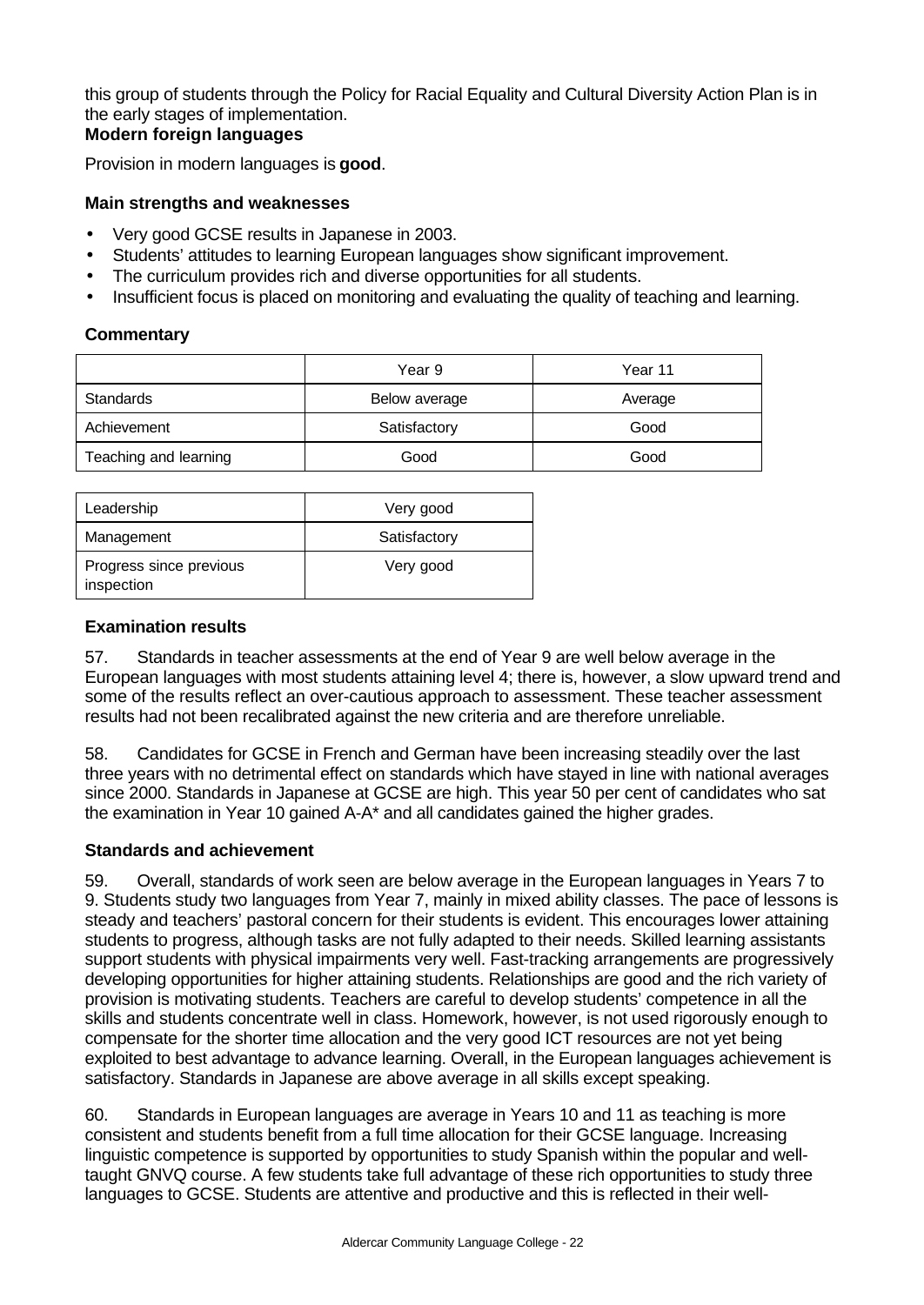this group of students through the Policy for Racial Equality and Cultural Diversity Action Plan is in the early stages of implementation.

### Modern foreign languages

Provision in modern languages is **good**.

#### Main strengths and weaknesses

- Very good GCSE results in Japanese in 2003.
- Students' attitudes to learning European languages show significant improvement.
- The curriculum provides rich and diverse opportunities for all students.
- Insufficient focus is placed on monitoring and evaluating the quality of teaching and learning.

#### Commentary

| | Year 9 | Year 11 |
|---|---|---|
| Standards | Below average | Average |
| Achievement | Satisfactory | Good |
| Teaching and learning | Good | Good |

| | |
|---|---|
| Leadership | Very good |
| Management | Satisfactory |
| Progress since previous inspection | Very good |

#### Examination results

57. Standards in teacher assessments at the end of Year 9 are well below average in the European languages with most students attaining level 4; there is, however, a slow upward trend and some of the results reflect an over-cautious approach to assessment. These teacher assessment results had not been recalibrated against the new criteria and are therefore unreliable.

58. Candidates for GCSE in French and German have been increasing steadily over the last three years with no detrimental effect on standards which have stayed in line with national averages since 2000. Standards in Japanese at GCSE are high. This year 50 per cent of candidates who sat the examination in Year 10 gained A-A* and all candidates gained the higher grades.

#### Standards and achievement

59. Overall, standards of work seen are below average in the European languages in Years 7 to 9. Students study two languages from Year 7, mainly in mixed ability classes. The pace of lessons is steady and teachers' pastoral concern for their students is evident. This encourages lower attaining students to progress, although tasks are not fully adapted to their needs. Skilled learning assistants support students with physical impairments very well. Fast-tracking arrangements are progressively developing opportunities for higher attaining students. Relationships are good and the rich variety of provision is motivating students. Teachers are careful to develop students' competence in all the skills and students concentrate well in class. Homework, however, is not used rigorously enough to compensate for the shorter time allocation and the very good ICT resources are not yet being exploited to best advantage to advance learning. Overall, in the European languages achievement is satisfactory. Standards in Japanese are above average in all skills except speaking.

60. Standards in European languages are average in Years 10 and 11 as teaching is more consistent and students benefit from a full time allocation for their GCSE language. Increasing linguistic competence is supported by opportunities to study Spanish within the popular and well-taught GNVQ course. A few students take full advantage of these rich opportunities to study three languages to GCSE. Students are attentive and productive and this is reflected in their well-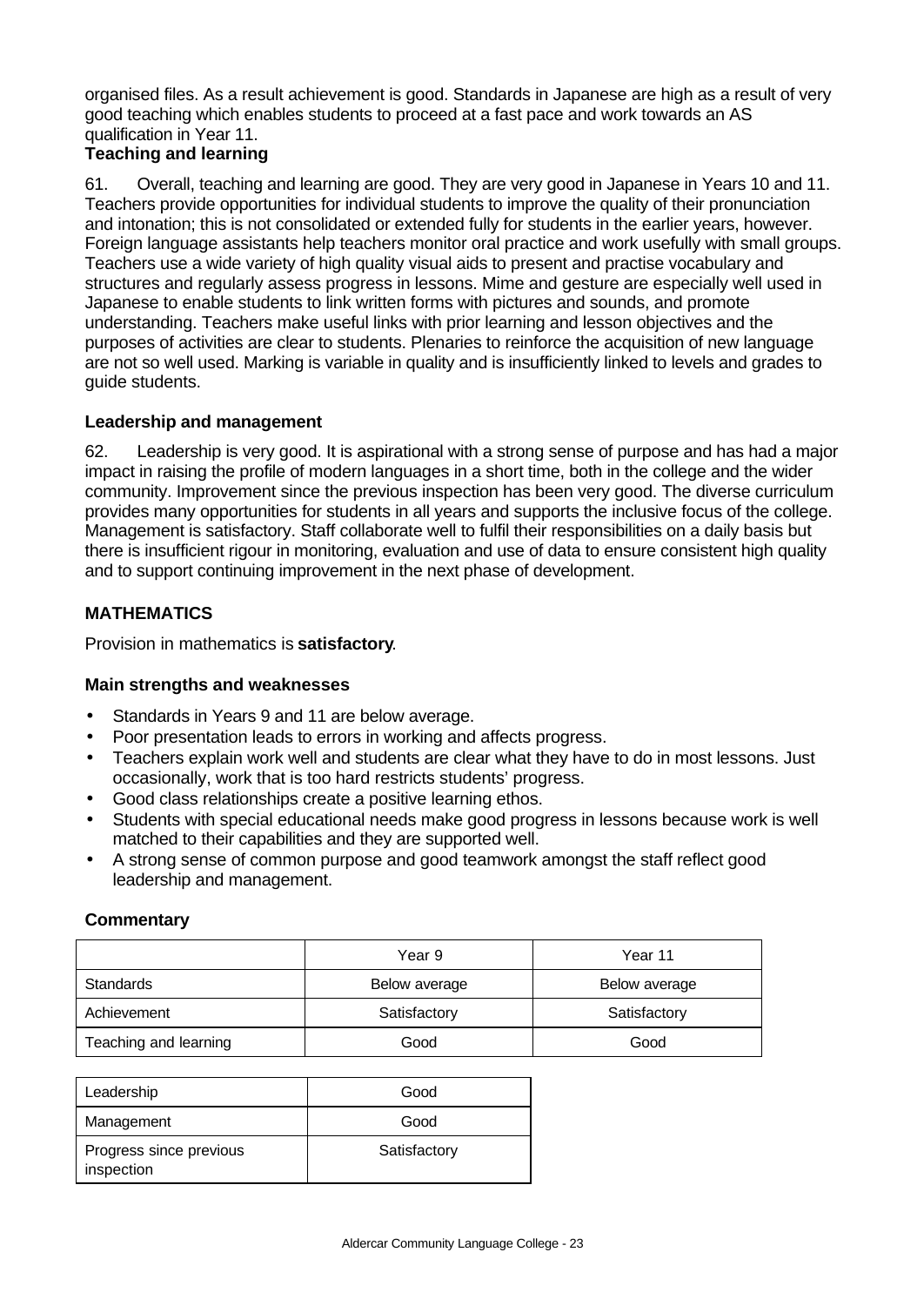organised files. As a result achievement is good. Standards in Japanese are high as a result of very good teaching which enables students to proceed at a fast pace and work towards an AS qualification in Year 11.

**Teaching and learning**

61. Overall, teaching and learning are good. They are very good in Japanese in Years 10 and 11. Teachers provide opportunities for individual students to improve the quality of their pronunciation and intonation; this is not consolidated or extended fully for students in the earlier years, however. Foreign language assistants help teachers monitor oral practice and work usefully with small groups. Teachers use a wide variety of high quality visual aids to present and practise vocabulary and structures and regularly assess progress in lessons. Mime and gesture are especially well used in Japanese to enable students to link written forms with pictures and sounds, and promote understanding. Teachers make useful links with prior learning and lesson objectives and the purposes of activities are clear to students. Plenaries to reinforce the acquisition of new language are not so well used. Marking is variable in quality and is insufficiently linked to levels and grades to guide students.

**Leadership and management**

62. Leadership is very good. It is aspirational with a strong sense of purpose and has had a major impact in raising the profile of modern languages in a short time, both in the college and the wider community. Improvement since the previous inspection has been very good. The diverse curriculum provides many opportunities for students in all years and supports the inclusive focus of the college. Management is satisfactory. Staff collaborate well to fulfil their responsibilities on a daily basis but there is insufficient rigour in monitoring, evaluation and use of data to ensure consistent high quality and to support continuing improvement in the next phase of development.

## MATHEMATICS

Provision in mathematics is **satisfactory**.

**Main strengths and weaknesses**

- Standards in Years 9 and 11 are below average.
- Poor presentation leads to errors in working and affects progress.
- Teachers explain work well and students are clear what they have to do in most lessons. Just occasionally, work that is too hard restricts students' progress.
- Good class relationships create a positive learning ethos.
- Students with special educational needs make good progress in lessons because work is well matched to their capabilities and they are supported well.
- A strong sense of common purpose and good teamwork amongst the staff reflect good leadership and management.

**Commentary**

| | Year 9 | Year 11 |
|---|---|---|
| Standards | Below average | Below average |
| Achievement | Satisfactory | Satisfactory |
| Teaching and learning | Good | Good |

| | |
|---|---|
| Leadership | Good |
| Management | Good |
| Progress since previous inspection | Satisfactory |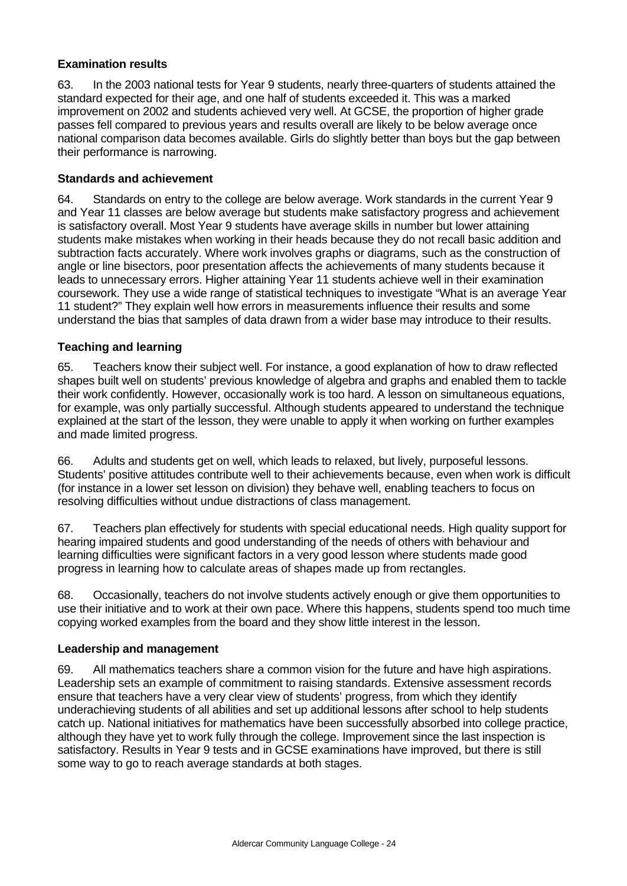### Examination results

63. In the 2003 national tests for Year 9 students, nearly three-quarters of students attained the standard expected for their age, and one half of students exceeded it. This was a marked improvement on 2002 and students achieved very well. At GCSE, the proportion of higher grade passes fell compared to previous years and results overall are likely to be below average once national comparison data becomes available. Girls do slightly better than boys but the gap between their performance is narrowing.

### Standards and achievement

64. Standards on entry to the college are below average. Work standards in the current Year 9 and Year 11 classes are below average but students make satisfactory progress and achievement is satisfactory overall. Most Year 9 students have average skills in number but lower attaining students make mistakes when working in their heads because they do not recall basic addition and subtraction facts accurately. Where work involves graphs or diagrams, such as the construction of angle or line bisectors, poor presentation affects the achievements of many students because it leads to unnecessary errors. Higher attaining Year 11 students achieve well in their examination coursework. They use a wide range of statistical techniques to investigate "What is an average Year 11 student?" They explain well how errors in measurements influence their results and some understand the bias that samples of data drawn from a wider base may introduce to their results.

### Teaching and learning

65. Teachers know their subject well. For instance, a good explanation of how to draw reflected shapes built well on students' previous knowledge of algebra and graphs and enabled them to tackle their work confidently. However, occasionally work is too hard. A lesson on simultaneous equations, for example, was only partially successful. Although students appeared to understand the technique explained at the start of the lesson, they were unable to apply it when working on further examples and made limited progress.

66. Adults and students get on well, which leads to relaxed, but lively, purposeful lessons. Students' positive attitudes contribute well to their achievements because, even when work is difficult (for instance in a lower set lesson on division) they behave well, enabling teachers to focus on resolving difficulties without undue distractions of class management.

67. Teachers plan effectively for students with special educational needs. High quality support for hearing impaired students and good understanding of the needs of others with behaviour and learning difficulties were significant factors in a very good lesson where students made good progress in learning how to calculate areas of shapes made up from rectangles.

68. Occasionally, teachers do not involve students actively enough or give them opportunities to use their initiative and to work at their own pace. Where this happens, students spend too much time copying worked examples from the board and they show little interest in the lesson.

### Leadership and management

69. All mathematics teachers share a common vision for the future and have high aspirations. Leadership sets an example of commitment to raising standards. Extensive assessment records ensure that teachers have a very clear view of students' progress, from which they identify underachieving students of all abilities and set up additional lessons after school to help students catch up. National initiatives for mathematics have been successfully absorbed into college practice, although they have yet to work fully through the college. Improvement since the last inspection is satisfactory. Results in Year 9 tests and in GCSE examinations have improved, but there is still some way to go to reach average standards at both stages.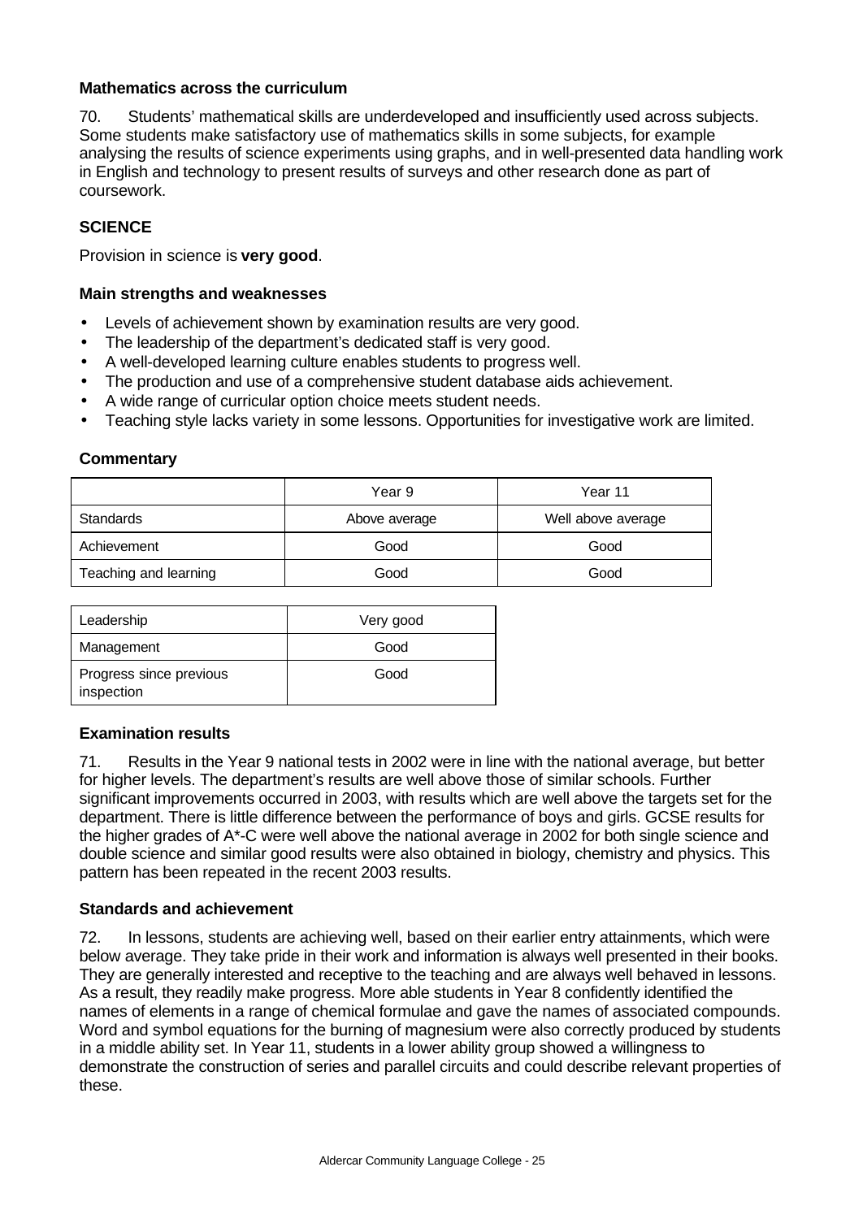### Mathematics across the curriculum

70. Students' mathematical skills are underdeveloped and insufficiently used across subjects. Some students make satisfactory use of mathematics skills in some subjects, for example analysing the results of science experiments using graphs, and in well-presented data handling work in English and technology to present results of surveys and other research done as part of coursework.

## SCIENCE

Provision in science is **very good**.

### Main strengths and weaknesses

- Levels of achievement shown by examination results are very good.
- The leadership of the department's dedicated staff is very good.
- A well-developed learning culture enables students to progress well.
- The production and use of a comprehensive student database aids achievement.
- A wide range of curricular option choice meets student needs.
- Teaching style lacks variety in some lessons. Opportunities for investigative work are limited.

### Commentary

| | Year 9 | Year 11 |
|---|---|---|
| Standards | Above average | Well above average |
| Achievement | Good | Good |
| Teaching and learning | Good | Good |

| | |
|---|---|
| Leadership | Very good |
| Management | Good |
| Progress since previous inspection | Good |

### Examination results

71. Results in the Year 9 national tests in 2002 were in line with the national average, but better for higher levels. The department's results are well above those of similar schools. Further significant improvements occurred in 2003, with results which are well above the targets set for the department. There is little difference between the performance of boys and girls. GCSE results for the higher grades of A*-C were well above the national average in 2002 for both single science and double science and similar good results were also obtained in biology, chemistry and physics. This pattern has been repeated in the recent 2003 results.

### Standards and achievement

72. In lessons, students are achieving well, based on their earlier entry attainments, which were below average. They take pride in their work and information is always well presented in their books. They are generally interested and receptive to the teaching and are always well behaved in lessons. As a result, they readily make progress. More able students in Year 8 confidently identified the names of elements in a range of chemical formulae and gave the names of associated compounds. Word and symbol equations for the burning of magnesium were also correctly produced by students in a middle ability set. In Year 11, students in a lower ability group showed a willingness to demonstrate the construction of series and parallel circuits and could describe relevant properties of these.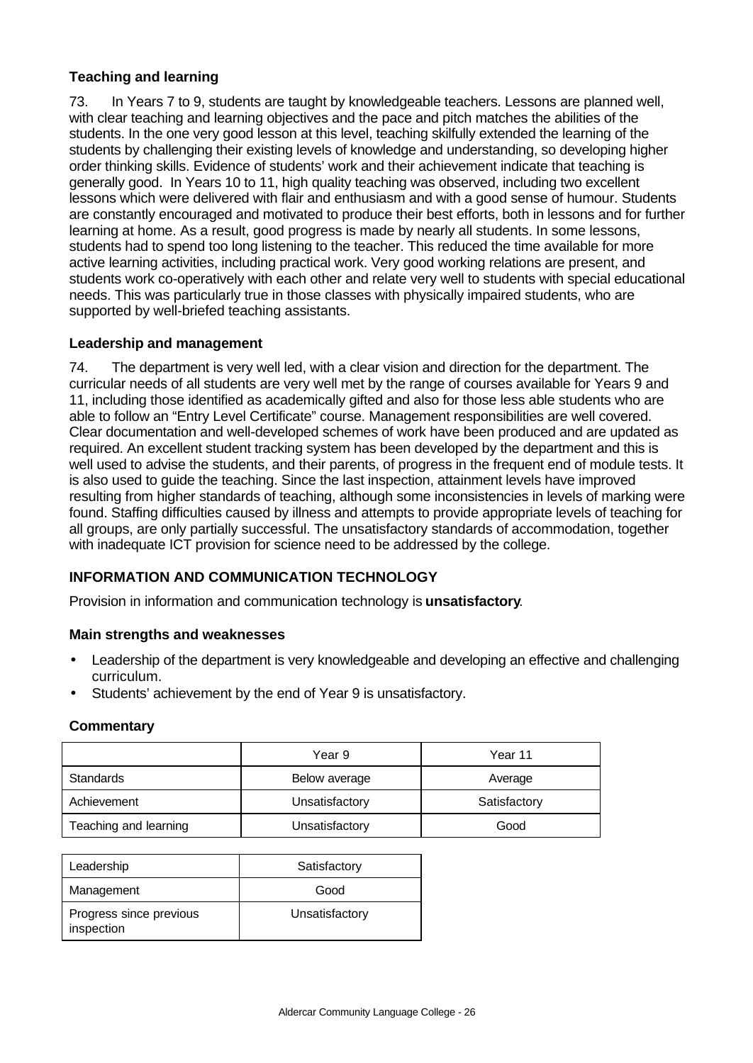### Teaching and learning

73. In Years 7 to 9, students are taught by knowledgeable teachers. Lessons are planned well, with clear teaching and learning objectives and the pace and pitch matches the abilities of the students. In the one very good lesson at this level, teaching skilfully extended the learning of the students by challenging their existing levels of knowledge and understanding, so developing higher order thinking skills. Evidence of students' work and their achievement indicate that teaching is generally good. In Years 10 to 11, high quality teaching was observed, including two excellent lessons which were delivered with flair and enthusiasm and with a good sense of humour. Students are constantly encouraged and motivated to produce their best efforts, both in lessons and for further learning at home. As a result, good progress is made by nearly all students. In some lessons, students had to spend too long listening to the teacher. This reduced the time available for more active learning activities, including practical work. Very good working relations are present, and students work co-operatively with each other and relate very well to students with special educational needs. This was particularly true in those classes with physically impaired students, who are supported by well-briefed teaching assistants.

### Leadership and management

74. The department is very well led, with a clear vision and direction for the department. The curricular needs of all students are very well met by the range of courses available for Years 9 and 11, including those identified as academically gifted and also for those less able students who are able to follow an "Entry Level Certificate" course. Management responsibilities are well covered. Clear documentation and well-developed schemes of work have been produced and are updated as required. An excellent student tracking system has been developed by the department and this is well used to advise the students, and their parents, of progress in the frequent end of module tests. It is also used to guide the teaching. Since the last inspection, attainment levels have improved resulting from higher standards of teaching, although some inconsistencies in levels of marking were found. Staffing difficulties caused by illness and attempts to provide appropriate levels of teaching for all groups, are only partially successful. The unsatisfactory standards of accommodation, together with inadequate ICT provision for science need to be addressed by the college.

## INFORMATION AND COMMUNICATION TECHNOLOGY

Provision in information and communication technology is **unsatisfactory**.

### Main strengths and weaknesses

- Leadership of the department is very knowledgeable and developing an effective and challenging curriculum.
- Students' achievement by the end of Year 9 is unsatisfactory.

### Commentary

| | Year 9 | Year 11 |
|---|---|---|
| Standards | Below average | Average |
| Achievement | Unsatisfactory | Satisfactory |
| Teaching and learning | Unsatisfactory | Good |

| | |
|---|---|
| Leadership | Satisfactory |
| Management | Good |
| Progress since previous inspection | Unsatisfactory |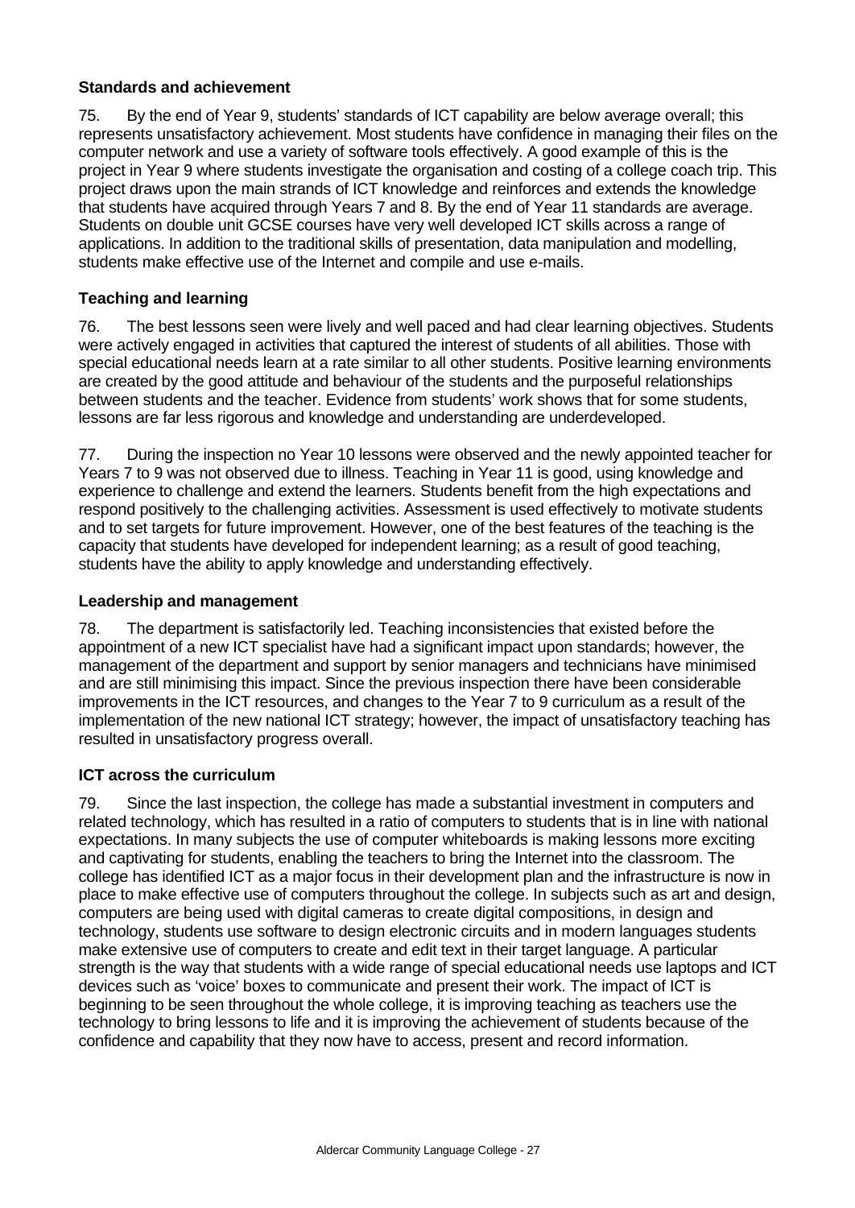**Standards and achievement**

75. By the end of Year 9, students' standards of ICT capability are below average overall; this represents unsatisfactory achievement. Most students have confidence in managing their files on the computer network and use a variety of software tools effectively. A good example of this is the project in Year 9 where students investigate the organisation and costing of a college coach trip. This project draws upon the main strands of ICT knowledge and reinforces and extends the knowledge that students have acquired through Years 7 and 8. By the end of Year 11 standards are average. Students on double unit GCSE courses have very well developed ICT skills across a range of applications. In addition to the traditional skills of presentation, data manipulation and modelling, students make effective use of the Internet and compile and use e-mails.

**Teaching and learning**

76. The best lessons seen were lively and well paced and had clear learning objectives. Students were actively engaged in activities that captured the interest of students of all abilities. Those with special educational needs learn at a rate similar to all other students. Positive learning environments are created by the good attitude and behaviour of the students and the purposeful relationships between students and the teacher. Evidence from students' work shows that for some students, lessons are far less rigorous and knowledge and understanding are underdeveloped.

77. During the inspection no Year 10 lessons were observed and the newly appointed teacher for Years 7 to 9 was not observed due to illness. Teaching in Year 11 is good, using knowledge and experience to challenge and extend the learners. Students benefit from the high expectations and respond positively to the challenging activities. Assessment is used effectively to motivate students and to set targets for future improvement. However, one of the best features of the teaching is the capacity that students have developed for independent learning; as a result of good teaching, students have the ability to apply knowledge and understanding effectively.

**Leadership and management**

78. The department is satisfactorily led. Teaching inconsistencies that existed before the appointment of a new ICT specialist have had a significant impact upon standards; however, the management of the department and support by senior managers and technicians have minimised and are still minimising this impact. Since the previous inspection there have been considerable improvements in the ICT resources, and changes to the Year 7 to 9 curriculum as a result of the implementation of the new national ICT strategy; however, the impact of unsatisfactory teaching has resulted in unsatisfactory progress overall.

**ICT across the curriculum**

79. Since the last inspection, the college has made a substantial investment in computers and related technology, which has resulted in a ratio of computers to students that is in line with national expectations. In many subjects the use of computer whiteboards is making lessons more exciting and captivating for students, enabling the teachers to bring the Internet into the classroom. The college has identified ICT as a major focus in their development plan and the infrastructure is now in place to make effective use of computers throughout the college. In subjects such as art and design, computers are being used with digital cameras to create digital compositions, in design and technology, students use software to design electronic circuits and in modern languages students make extensive use of computers to create and edit text in their target language. A particular strength is the way that students with a wide range of special educational needs use laptops and ICT devices such as 'voice' boxes to communicate and present their work. The impact of ICT is beginning to be seen throughout the whole college, it is improving teaching as teachers use the technology to bring lessons to life and it is improving the achievement of students because of the confidence and capability that they now have to access, present and record information.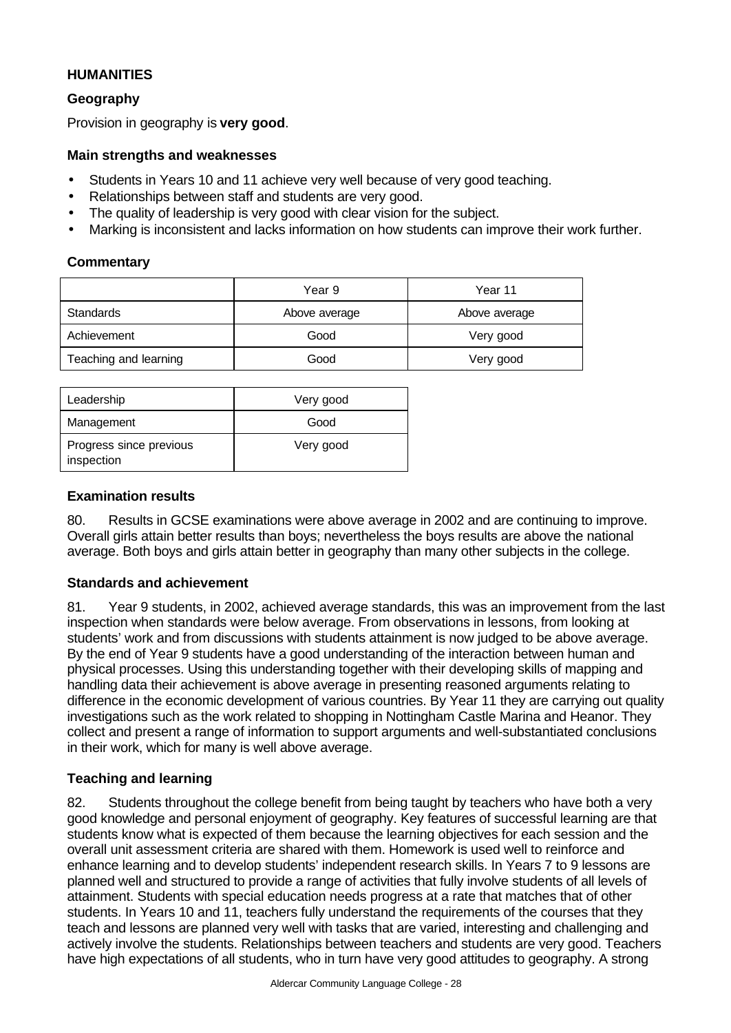## HUMANITIES

### Geography

Provision in geography is **very good**.

#### Main strengths and weaknesses

- Students in Years 10 and 11 achieve very well because of very good teaching.
- Relationships between staff and students are very good.
- The quality of leadership is very good with clear vision for the subject.
- Marking is inconsistent and lacks information on how students can improve their work further.

#### Commentary

| | Year 9 | Year 11 |
|---|---|---|
| Standards | Above average | Above average |
| Achievement | Good | Very good |
| Teaching and learning | Good | Very good |

| | |
|---|---|
| Leadership | Very good |
| Management | Good |
| Progress since previous inspection | Very good |

#### Examination results

80. Results in GCSE examinations were above average in 2002 and are continuing to improve. Overall girls attain better results than boys; nevertheless the boys results are above the national average. Both boys and girls attain better in geography than many other subjects in the college.

#### Standards and achievement

81. Year 9 students, in 2002, achieved average standards, this was an improvement from the last inspection when standards were below average. From observations in lessons, from looking at students' work and from discussions with students attainment is now judged to be above average. By the end of Year 9 students have a good understanding of the interaction between human and physical processes. Using this understanding together with their developing skills of mapping and handling data their achievement is above average in presenting reasoned arguments relating to difference in the economic development of various countries. By Year 11 they are carrying out quality investigations such as the work related to shopping in Nottingham Castle Marina and Heanor. They collect and present a range of information to support arguments and well-substantiated conclusions in their work, which for many is well above average.

#### Teaching and learning

82. Students throughout the college benefit from being taught by teachers who have both a very good knowledge and personal enjoyment of geography. Key features of successful learning are that students know what is expected of them because the learning objectives for each session and the overall unit assessment criteria are shared with them. Homework is used well to reinforce and enhance learning and to develop students' independent research skills. In Years 7 to 9 lessons are planned well and structured to provide a range of activities that fully involve students of all levels of attainment. Students with special education needs progress at a rate that matches that of other students. In Years 10 and 11, teachers fully understand the requirements of the courses that they teach and lessons are planned very well with tasks that are varied, interesting and challenging and actively involve the students. Relationships between teachers and students are very good. Teachers have high expectations of all students, who in turn have very good attitudes to geography. A strong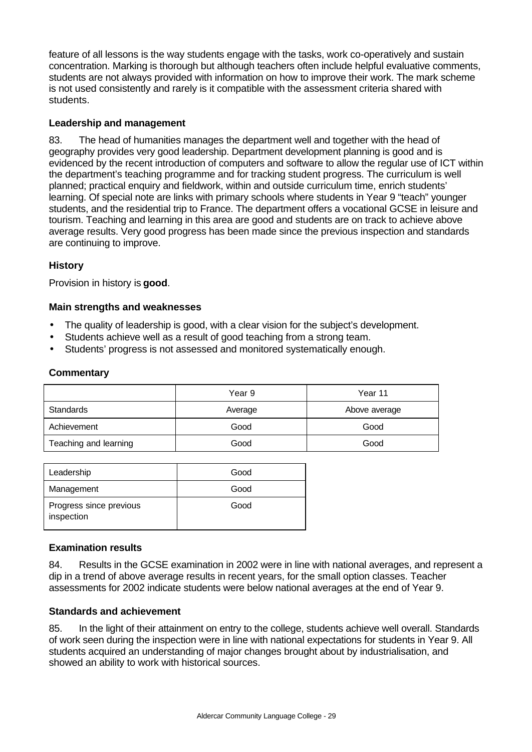feature of all lessons is the way students engage with the tasks, work co-operatively and sustain concentration. Marking is thorough but although teachers often include helpful evaluative comments, students are not always provided with information on how to improve their work. The mark scheme is not used consistently and rarely is it compatible with the assessment criteria shared with students.

### Leadership and management

83. The head of humanities manages the department well and together with the head of geography provides very good leadership. Department development planning is good and is evidenced by the recent introduction of computers and software to allow the regular use of ICT within the department's teaching programme and for tracking student progress. The curriculum is well planned; practical enquiry and fieldwork, within and outside curriculum time, enrich students' learning. Of special note are links with primary schools where students in Year 9 "teach" younger students, and the residential trip to France. The department offers a vocational GCSE in leisure and tourism. Teaching and learning in this area are good and students are on track to achieve above average results. Very good progress has been made since the previous inspection and standards are continuing to improve.

## History

Provision in history is **good**.

### Main strengths and weaknesses

- The quality of leadership is good, with a clear vision for the subject's development.
- Students achieve well as a result of good teaching from a strong team.
- Students' progress is not assessed and monitored systematically enough.

### Commentary

| | Year 9 | Year 11 |
|---|---|---|
| Standards | Average | Above average |
| Achievement | Good | Good |
| Teaching and learning | Good | Good |

| | |
|---|---|
| Leadership | Good |
| Management | Good |
| Progress since previous inspection | Good |

### Examination results

84. Results in the GCSE examination in 2002 were in line with national averages, and represent a dip in a trend of above average results in recent years, for the small option classes. Teacher assessments for 2002 indicate students were below national averages at the end of Year 9.

### Standards and achievement

85. In the light of their attainment on entry to the college, students achieve well overall. Standards of work seen during the inspection were in line with national expectations for students in Year 9. All students acquired an understanding of major changes brought about by industrialisation, and showed an ability to work with historical sources.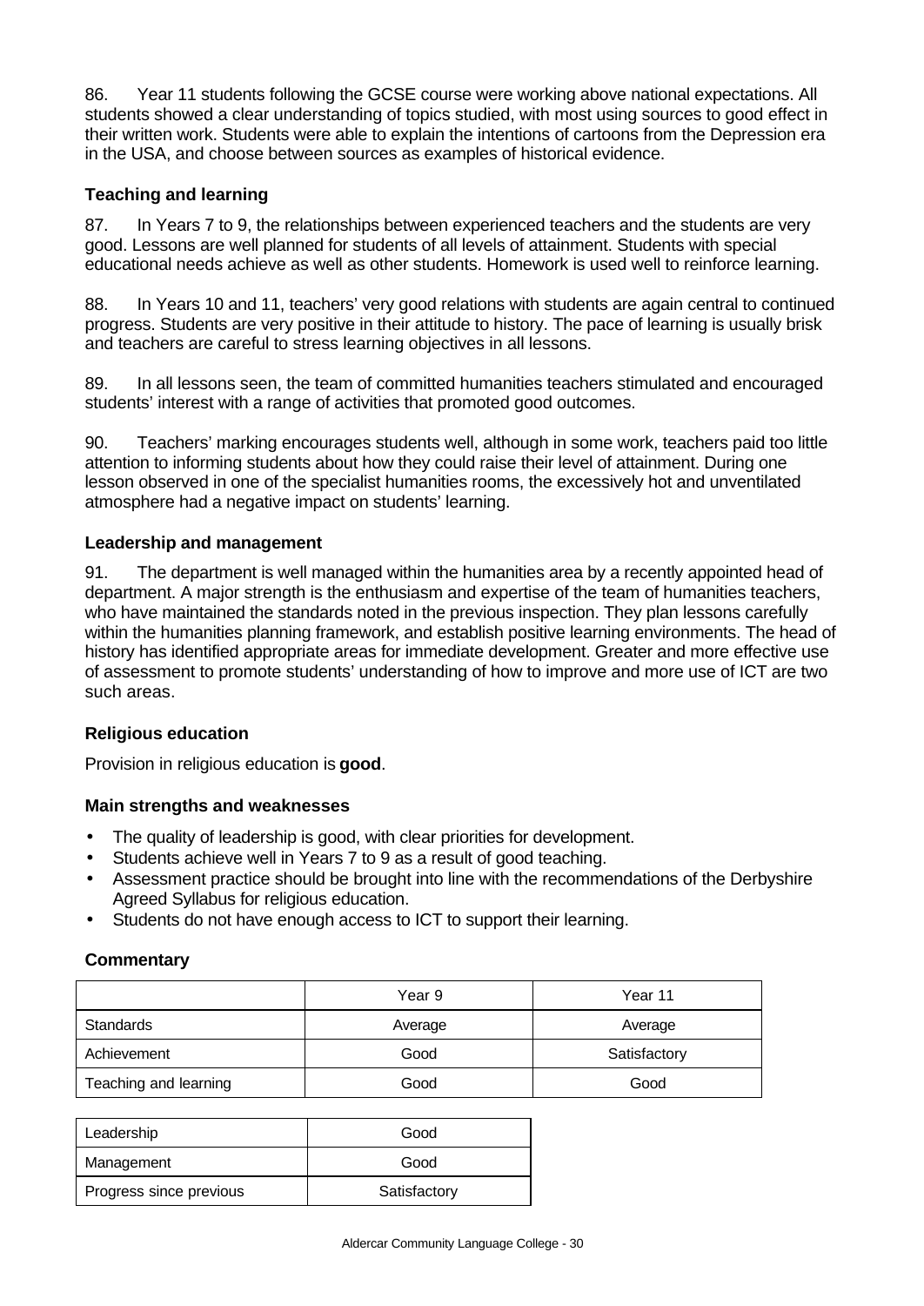86. Year 11 students following the GCSE course were working above national expectations. All students showed a clear understanding of topics studied, with most using sources to good effect in their written work. Students were able to explain the intentions of cartoons from the Depression era in the USA, and choose between sources as examples of historical evidence.

### Teaching and learning

87. In Years 7 to 9, the relationships between experienced teachers and the students are very good. Lessons are well planned for students of all levels of attainment. Students with special educational needs achieve as well as other students. Homework is used well to reinforce learning.

88. In Years 10 and 11, teachers' very good relations with students are again central to continued progress. Students are very positive in their attitude to history. The pace of learning is usually brisk and teachers are careful to stress learning objectives in all lessons.

89. In all lessons seen, the team of committed humanities teachers stimulated and encouraged students' interest with a range of activities that promoted good outcomes.

90. Teachers' marking encourages students well, although in some work, teachers paid too little attention to informing students about how they could raise their level of attainment. During one lesson observed in one of the specialist humanities rooms, the excessively hot and unventilated atmosphere had a negative impact on students' learning.

### Leadership and management

91. The department is well managed within the humanities area by a recently appointed head of department. A major strength is the enthusiasm and expertise of the team of humanities teachers, who have maintained the standards noted in the previous inspection. They plan lessons carefully within the humanities planning framework, and establish positive learning environments. The head of history has identified appropriate areas for immediate development. Greater and more effective use of assessment to promote students' understanding of how to improve and more use of ICT are two such areas.

## Religious education

Provision in religious education is **good**.

### Main strengths and weaknesses

- The quality of leadership is good, with clear priorities for development.
- Students achieve well in Years 7 to 9 as a result of good teaching.
- Assessment practice should be brought into line with the recommendations of the Derbyshire Agreed Syllabus for religious education.
- Students do not have enough access to ICT to support their learning.

### Commentary

| | Year 9 | Year 11 |
|---|---|---|
| Standards | Average | Average |
| Achievement | Good | Satisfactory |
| Teaching and learning | Good | Good |

| | |
|---|---|
| Leadership | Good |
| Management | Good |
| Progress since previous | Satisfactory |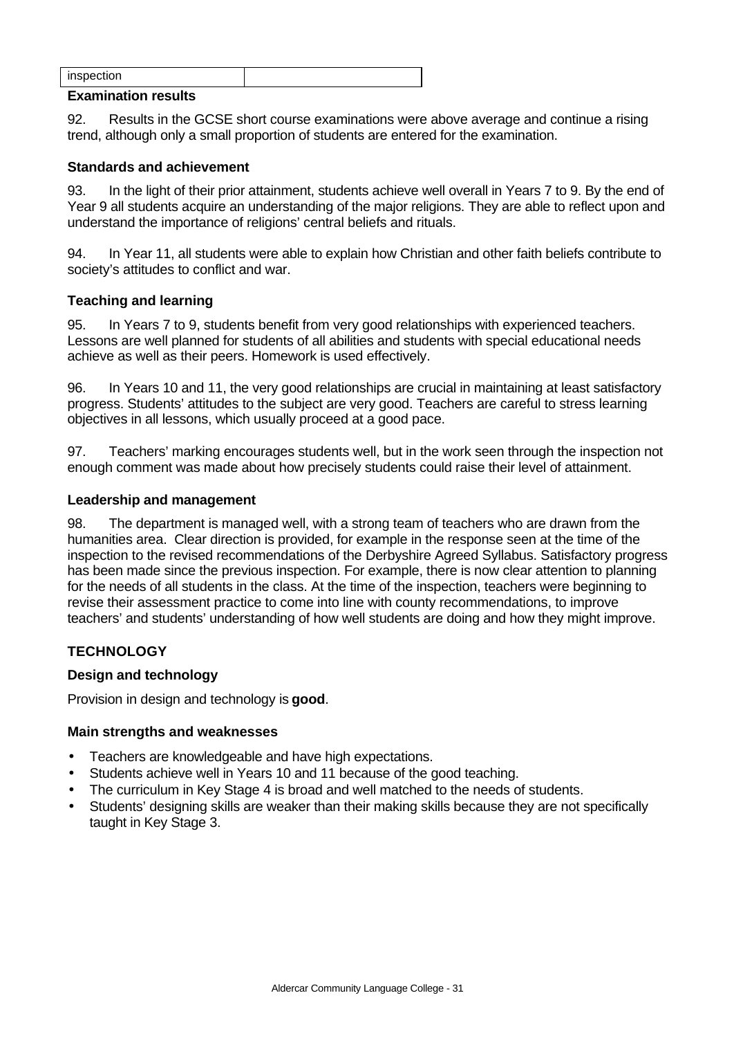| inspection | |
|---|---|

**Examination results**

92. Results in the GCSE short course examinations were above average and continue a rising trend, although only a small proportion of students are entered for the examination.

**Standards and achievement**

93. In the light of their prior attainment, students achieve well overall in Years 7 to 9. By the end of Year 9 all students acquire an understanding of the major religions. They are able to reflect upon and understand the importance of religions' central beliefs and rituals.

94. In Year 11, all students were able to explain how Christian and other faith beliefs contribute to society's attitudes to conflict and war.

**Teaching and learning**

95. In Years 7 to 9, students benefit from very good relationships with experienced teachers. Lessons are well planned for students of all abilities and students with special educational needs achieve as well as their peers. Homework is used effectively.

96. In Years 10 and 11, the very good relationships are crucial in maintaining at least satisfactory progress. Students' attitudes to the subject are very good. Teachers are careful to stress learning objectives in all lessons, which usually proceed at a good pace.

97. Teachers' marking encourages students well, but in the work seen through the inspection not enough comment was made about how precisely students could raise their level of attainment.

**Leadership and management**

98. The department is managed well, with a strong team of teachers who are drawn from the humanities area. Clear direction is provided, for example in the response seen at the time of the inspection to the revised recommendations of the Derbyshire Agreed Syllabus. Satisfactory progress has been made since the previous inspection. For example, there is now clear attention to planning for the needs of all students in the class. At the time of the inspection, teachers were beginning to revise their assessment practice to come into line with county recommendations, to improve teachers' and students' understanding of how well students are doing and how they might improve.

## TECHNOLOGY

### Design and technology

Provision in design and technology is **good**.

**Main strengths and weaknesses**

- Teachers are knowledgeable and have high expectations.
- Students achieve well in Years 10 and 11 because of the good teaching.
- The curriculum in Key Stage 4 is broad and well matched to the needs of students.
- Students' designing skills are weaker than their making skills because they are not specifically taught in Key Stage 3.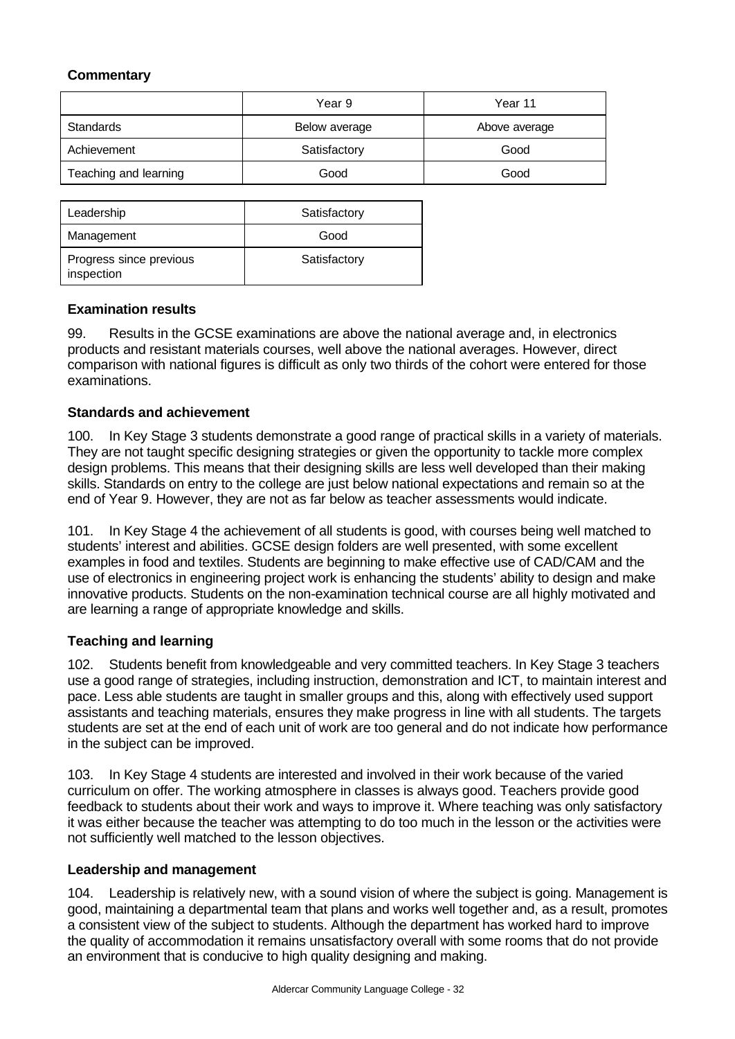**Commentary**

| | Year 9 | Year 11 |
|---|---|---|
| Standards | Below average | Above average |
| Achievement | Satisfactory | Good |
| Teaching and learning | Good | Good |

| | |
|---|---|
| Leadership | Satisfactory |
| Management | Good |
| Progress since previous inspection | Satisfactory |

**Examination results**

99. Results in the GCSE examinations are above the national average and, in electronics products and resistant materials courses, well above the national averages. However, direct comparison with national figures is difficult as only two thirds of the cohort were entered for those examinations.

**Standards and achievement**

100. In Key Stage 3 students demonstrate a good range of practical skills in a variety of materials. They are not taught specific designing strategies or given the opportunity to tackle more complex design problems. This means that their designing skills are less well developed than their making skills. Standards on entry to the college are just below national expectations and remain so at the end of Year 9. However, they are not as far below as teacher assessments would indicate.

101. In Key Stage 4 the achievement of all students is good, with courses being well matched to students' interest and abilities. GCSE design folders are well presented, with some excellent examples in food and textiles. Students are beginning to make effective use of CAD/CAM and the use of electronics in engineering project work is enhancing the students' ability to design and make innovative products. Students on the non-examination technical course are all highly motivated and are learning a range of appropriate knowledge and skills.

**Teaching and learning**

102. Students benefit from knowledgeable and very committed teachers. In Key Stage 3 teachers use a good range of strategies, including instruction, demonstration and ICT, to maintain interest and pace. Less able students are taught in smaller groups and this, along with effectively used support assistants and teaching materials, ensures they make progress in line with all students. The targets students are set at the end of each unit of work are too general and do not indicate how performance in the subject can be improved.

103. In Key Stage 4 students are interested and involved in their work because of the varied curriculum on offer. The working atmosphere in classes is always good. Teachers provide good feedback to students about their work and ways to improve it. Where teaching was only satisfactory it was either because the teacher was attempting to do too much in the lesson or the activities were not sufficiently well matched to the lesson objectives.

**Leadership and management**

104. Leadership is relatively new, with a sound vision of where the subject is going. Management is good, maintaining a departmental team that plans and works well together and, as a result, promotes a consistent view of the subject to students. Although the department has worked hard to improve the quality of accommodation it remains unsatisfactory overall with some rooms that do not provide an environment that is conducive to high quality designing and making.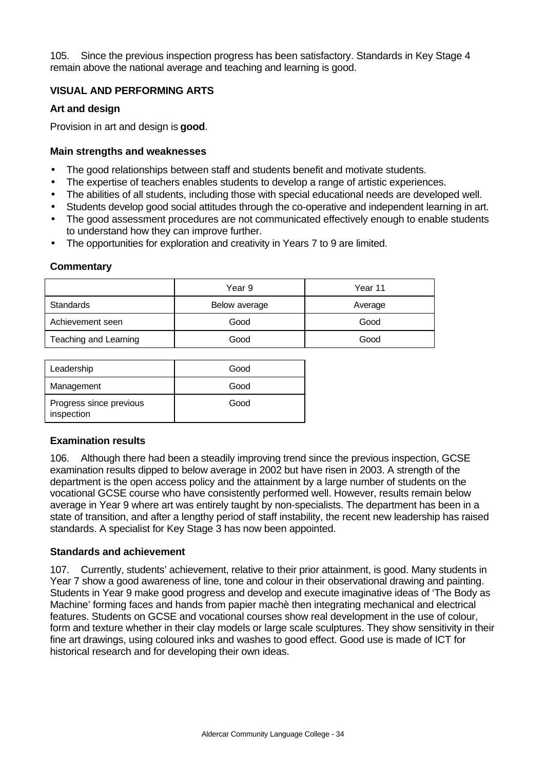105. Since the previous inspection progress has been satisfactory. Standards in Key Stage 4 remain above the national average and teaching and learning is good.

## VISUAL AND PERFORMING ARTS

### Art and design

Provision in art and design is **good**.

#### Main strengths and weaknesses

- The good relationships between staff and students benefit and motivate students.
- The expertise of teachers enables students to develop a range of artistic experiences.
- The abilities of all students, including those with special educational needs are developed well.
- Students develop good social attitudes through the co-operative and independent learning in art.
- The good assessment procedures are not communicated effectively enough to enable students to understand how they can improve further.
- The opportunities for exploration and creativity in Years 7 to 9 are limited.

#### Commentary

| | Year 9 | Year 11 |
|---|---|---|
| Standards | Below average | Average |
| Achievement seen | Good | Good |
| Teaching and Learning | Good | Good |

| | |
|---|---|
| Leadership | Good |
| Management | Good |
| Progress since previous inspection | Good |

#### Examination results

106. Although there had been a steadily improving trend since the previous inspection, GCSE examination results dipped to below average in 2002 but have risen in 2003. A strength of the department is the open access policy and the attainment by a large number of students on the vocational GCSE course who have consistently performed well. However, results remain below average in Year 9 where art was entirely taught by non-specialists. The department has been in a state of transition, and after a lengthy period of staff instability, the recent new leadership has raised standards. A specialist for Key Stage 3 has now been appointed.

#### Standards and achievement

107. Currently, students' achievement, relative to their prior attainment, is good. Many students in Year 7 show a good awareness of line, tone and colour in their observational drawing and painting. Students in Year 9 make good progress and develop and execute imaginative ideas of 'The Body as Machine' forming faces and hands from papier machè then integrating mechanical and electrical features. Students on GCSE and vocational courses show real development in the use of colour, form and texture whether in their clay models or large scale sculptures. They show sensitivity in their fine art drawings, using coloured inks and washes to good effect. Good use is made of ICT for historical research and for developing their own ideas.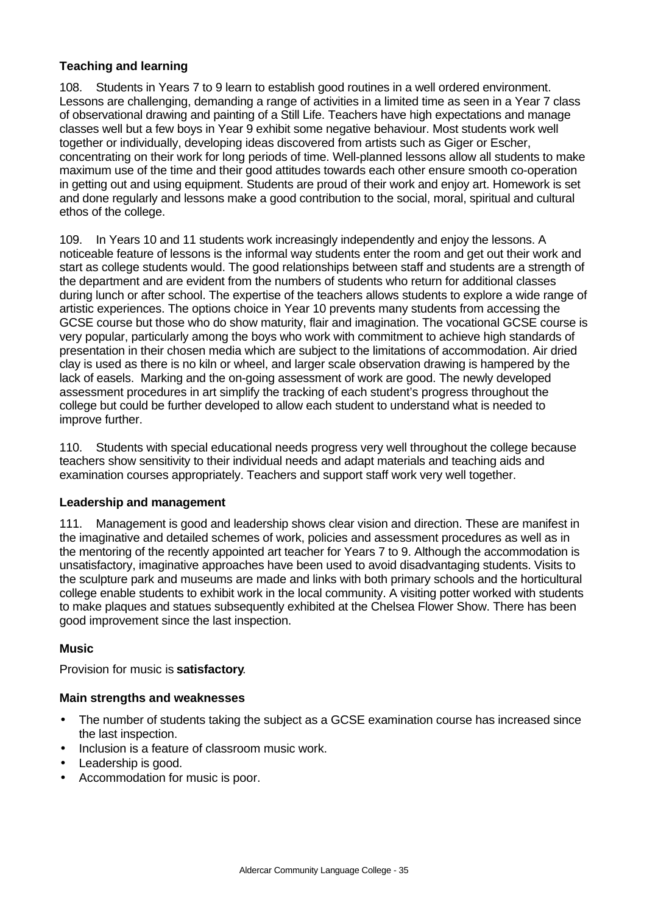### Teaching and learning

108. Students in Years 7 to 9 learn to establish good routines in a well ordered environment. Lessons are challenging, demanding a range of activities in a limited time as seen in a Year 7 class of observational drawing and painting of a Still Life. Teachers have high expectations and manage classes well but a few boys in Year 9 exhibit some negative behaviour. Most students work well together or individually, developing ideas discovered from artists such as Giger or Escher, concentrating on their work for long periods of time. Well-planned lessons allow all students to make maximum use of the time and their good attitudes towards each other ensure smooth co-operation in getting out and using equipment. Students are proud of their work and enjoy art. Homework is set and done regularly and lessons make a good contribution to the social, moral, spiritual and cultural ethos of the college.

109. In Years 10 and 11 students work increasingly independently and enjoy the lessons. A noticeable feature of lessons is the informal way students enter the room and get out their work and start as college students would. The good relationships between staff and students are a strength of the department and are evident from the numbers of students who return for additional classes during lunch or after school. The expertise of the teachers allows students to explore a wide range of artistic experiences. The options choice in Year 10 prevents many students from accessing the GCSE course but those who do show maturity, flair and imagination. The vocational GCSE course is very popular, particularly among the boys who work with commitment to achieve high standards of presentation in their chosen media which are subject to the limitations of accommodation. Air dried clay is used as there is no kiln or wheel, and larger scale observation drawing is hampered by the lack of easels. Marking and the on-going assessment of work are good. The newly developed assessment procedures in art simplify the tracking of each student's progress throughout the college but could be further developed to allow each student to understand what is needed to improve further.

110. Students with special educational needs progress very well throughout the college because teachers show sensitivity to their individual needs and adapt materials and teaching aids and examination courses appropriately. Teachers and support staff work very well together.

### Leadership and management

111. Management is good and leadership shows clear vision and direction. These are manifest in the imaginative and detailed schemes of work, policies and assessment procedures as well as in the mentoring of the recently appointed art teacher for Years 7 to 9. Although the accommodation is unsatisfactory, imaginative approaches have been used to avoid disadvantaging students. Visits to the sculpture park and museums are made and links with both primary schools and the horticultural college enable students to exhibit work in the local community. A visiting potter worked with students to make plaques and statues subsequently exhibited at the Chelsea Flower Show. There has been good improvement since the last inspection.

## Music

Provision for music is **satisfactory**.

### Main strengths and weaknesses

- The number of students taking the subject as a GCSE examination course has increased since the last inspection.
- Inclusion is a feature of classroom music work.
- Leadership is good.
- Accommodation for music is poor.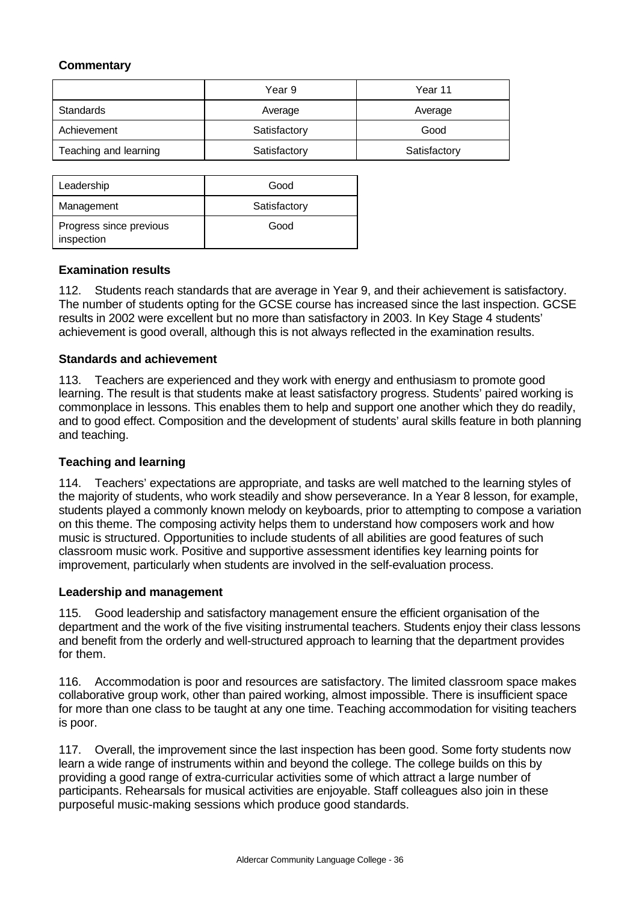**Commentary**

| | Year 9 | Year 11 |
|---|---|---|
| Standards | Average | Average |
| Achievement | Satisfactory | Good |
| Teaching and learning | Satisfactory | Satisfactory |

| | |
|---|---|
| Leadership | Good |
| Management | Satisfactory |
| Progress since previous inspection | Good |

**Examination results**

112. Students reach standards that are average in Year 9, and their achievement is satisfactory. The number of students opting for the GCSE course has increased since the last inspection. GCSE results in 2002 were excellent but no more than satisfactory in 2003. In Key Stage 4 students' achievement is good overall, although this is not always reflected in the examination results.

**Standards and achievement**

113. Teachers are experienced and they work with energy and enthusiasm to promote good learning. The result is that students make at least satisfactory progress. Students' paired working is commonplace in lessons. This enables them to help and support one another which they do readily, and to good effect. Composition and the development of students' aural skills feature in both planning and teaching.

**Teaching and learning**

114. Teachers' expectations are appropriate, and tasks are well matched to the learning styles of the majority of students, who work steadily and show perseverance. In a Year 8 lesson, for example, students played a commonly known melody on keyboards, prior to attempting to compose a variation on this theme. The composing activity helps them to understand how composers work and how music is structured. Opportunities to include students of all abilities are good features of such classroom music work. Positive and supportive assessment identifies key learning points for improvement, particularly when students are involved in the self-evaluation process.

**Leadership and management**

115. Good leadership and satisfactory management ensure the efficient organisation of the department and the work of the five visiting instrumental teachers. Students enjoy their class lessons and benefit from the orderly and well-structured approach to learning that the department provides for them.

116. Accommodation is poor and resources are satisfactory. The limited classroom space makes collaborative group work, other than paired working, almost impossible. There is insufficient space for more than one class to be taught at any one time. Teaching accommodation for visiting teachers is poor.

117. Overall, the improvement since the last inspection has been good. Some forty students now learn a wide range of instruments within and beyond the college. The college builds on this by providing a good range of extra-curricular activities some of which attract a large number of participants. Rehearsals for musical activities are enjoyable. Staff colleagues also join in these purposeful music-making sessions which produce good standards.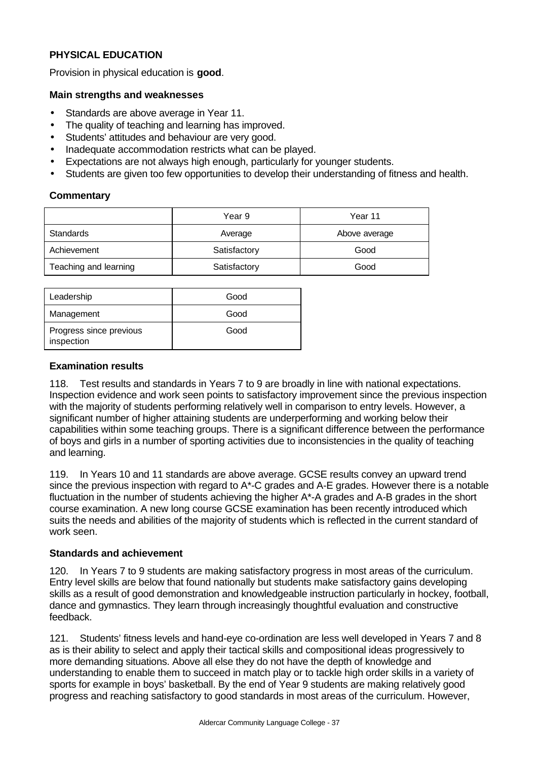## PHYSICAL EDUCATION

Provision in physical education is **good**.

### Main strengths and weaknesses

- Standards are above average in Year 11.
- The quality of teaching and learning has improved.
- Students' attitudes and behaviour are very good.
- Inadequate accommodation restricts what can be played.
- Expectations are not always high enough, particularly for younger students.
- Students are given too few opportunities to develop their understanding of fitness and health.

### Commentary

| | Year 9 | Year 11 |
|---|---|---|
| Standards | Average | Above average |
| Achievement | Satisfactory | Good |
| Teaching and learning | Satisfactory | Good |

| | |
|---|---|
| Leadership | Good |
| Management | Good |
| Progress since previous inspection | Good |

### Examination results

118. Test results and standards in Years 7 to 9 are broadly in line with national expectations. Inspection evidence and work seen points to satisfactory improvement since the previous inspection with the majority of students performing relatively well in comparison to entry levels. However, a significant number of higher attaining students are underperforming and working below their capabilities within some teaching groups. There is a significant difference between the performance of boys and girls in a number of sporting activities due to inconsistencies in the quality of teaching and learning.

119. In Years 10 and 11 standards are above average. GCSE results convey an upward trend since the previous inspection with regard to A*-C grades and A-E grades. However there is a notable fluctuation in the number of students achieving the higher A*-A grades and A-B grades in the short course examination. A new long course GCSE examination has been recently introduced which suits the needs and abilities of the majority of students which is reflected in the current standard of work seen.

### Standards and achievement

120. In Years 7 to 9 students are making satisfactory progress in most areas of the curriculum. Entry level skills are below that found nationally but students make satisfactory gains developing skills as a result of good demonstration and knowledgeable instruction particularly in hockey, football, dance and gymnastics. They learn through increasingly thoughtful evaluation and constructive feedback.

121. Students' fitness levels and hand-eye co-ordination are less well developed in Years 7 and 8 as is their ability to select and apply their tactical skills and compositional ideas progressively to more demanding situations. Above all else they do not have the depth of knowledge and understanding to enable them to succeed in match play or to tackle high order skills in a variety of sports for example in boys' basketball. By the end of Year 9 students are making relatively good progress and reaching satisfactory to good standards in most areas of the curriculum. However,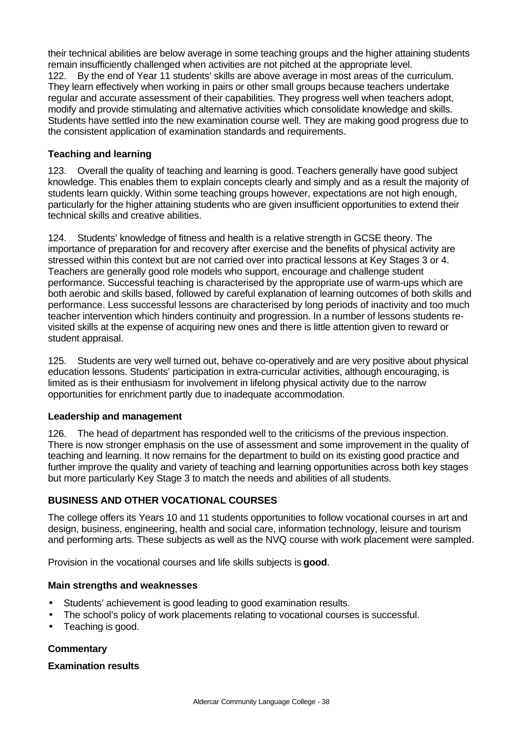their technical abilities are below average in some teaching groups and the higher attaining students remain insufficiently challenged when activities are not pitched at the appropriate level.

122. By the end of Year 11 students' skills are above average in most areas of the curriculum. They learn effectively when working in pairs or other small groups because teachers undertake regular and accurate assessment of their capabilities. They progress well when teachers adopt, modify and provide stimulating and alternative activities which consolidate knowledge and skills. Students have settled into the new examination course well. They are making good progress due to the consistent application of examination standards and requirements.

**Teaching and learning**

123. Overall the quality of teaching and learning is good. Teachers generally have good subject knowledge. This enables them to explain concepts clearly and simply and as a result the majority of students learn quickly. Within some teaching groups however, expectations are not high enough, particularly for the higher attaining students who are given insufficient opportunities to extend their technical skills and creative abilities.

124. Students' knowledge of fitness and health is a relative strength in GCSE theory. The importance of preparation for and recovery after exercise and the benefits of physical activity are stressed within this context but are not carried over into practical lessons at Key Stages 3 or 4. Teachers are generally good role models who support, encourage and challenge student performance. Successful teaching is characterised by the appropriate use of warm-ups which are both aerobic and skills based, followed by careful explanation of learning outcomes of both skills and performance. Less successful lessons are characterised by long periods of inactivity and too much teacher intervention which hinders continuity and progression. In a number of lessons students re-visited skills at the expense of acquiring new ones and there is little attention given to reward or student appraisal.

125. Students are very well turned out, behave co-operatively and are very positive about physical education lessons. Students' participation in extra-curricular activities, although encouraging, is limited as is their enthusiasm for involvement in lifelong physical activity due to the narrow opportunities for enrichment partly due to inadequate accommodation.

**Leadership and management**

126. The head of department has responded well to the criticisms of the previous inspection. There is now stronger emphasis on the use of assessment and some improvement in the quality of teaching and learning. It now remains for the department to build on its existing good practice and further improve the quality and variety of teaching and learning opportunities across both key stages but more particularly Key Stage 3 to match the needs and abilities of all students.

**BUSINESS AND OTHER VOCATIONAL COURSES**

The college offers its Years 10 and 11 students opportunities to follow vocational courses in art and design, business, engineering, health and social care, information technology, leisure and tourism and performing arts. These subjects as well as the NVQ course with work placement were sampled.

Provision in the vocational courses and life skills subjects is **good**.

**Main strengths and weaknesses**

- Students' achievement is good leading to good examination results.
- The school's policy of work placements relating to vocational courses is successful.
- Teaching is good.

**Commentary**

**Examination results**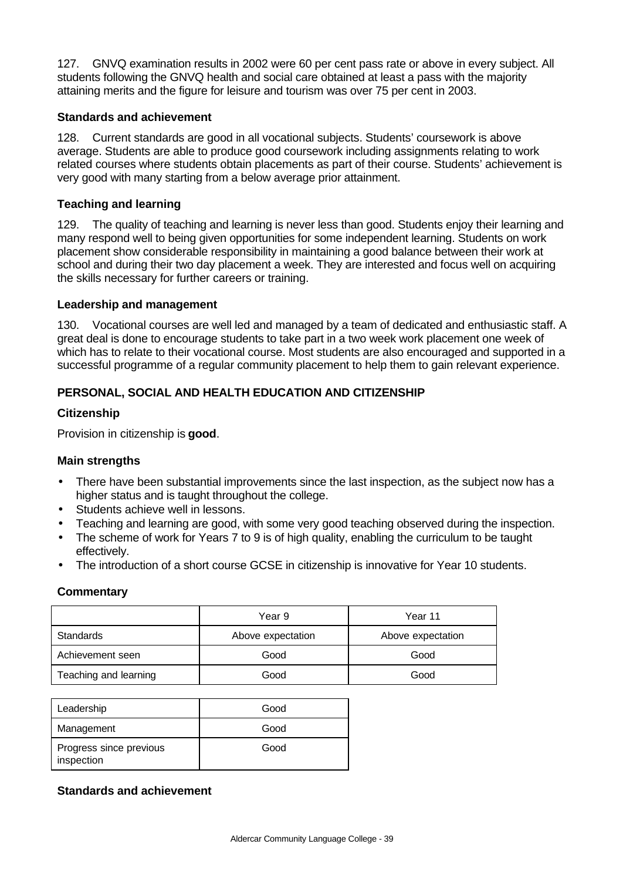127. GNVQ examination results in 2002 were 60 per cent pass rate or above in every subject. All students following the GNVQ health and social care obtained at least a pass with the majority attaining merits and the figure for leisure and tourism was over 75 per cent in 2003.

### Standards and achievement

128. Current standards are good in all vocational subjects. Students' coursework is above average. Students are able to produce good coursework including assignments relating to work related courses where students obtain placements as part of their course. Students' achievement is very good with many starting from a below average prior attainment.

### Teaching and learning

129. The quality of teaching and learning is never less than good. Students enjoy their learning and many respond well to being given opportunities for some independent learning. Students on work placement show considerable responsibility in maintaining a good balance between their work at school and during their two day placement a week. They are interested and focus well on acquiring the skills necessary for further careers or training.

### Leadership and management

130. Vocational courses are well led and managed by a team of dedicated and enthusiastic staff. A great deal is done to encourage students to take part in a two week work placement one week of which has to relate to their vocational course. Most students are also encouraged and supported in a successful programme of a regular community placement to help them to gain relevant experience.

## PERSONAL, SOCIAL AND HEALTH EDUCATION AND CITIZENSHIP

### Citizenship

Provision in citizenship is **good**.

### Main strengths

- There have been substantial improvements since the last inspection, as the subject now has a higher status and is taught throughout the college.
- Students achieve well in lessons.
- Teaching and learning are good, with some very good teaching observed during the inspection.
- The scheme of work for Years 7 to 9 is of high quality, enabling the curriculum to be taught effectively.
- The introduction of a short course GCSE in citizenship is innovative for Year 10 students.

### Commentary

| | Year 9 | Year 11 |
|---|---|---|
| Standards | Above expectation | Above expectation |
| Achievement seen | Good | Good |
| Teaching and learning | Good | Good |

| | |
|---|---|
| Leadership | Good |
| Management | Good |
| Progress since previous inspection | Good |

### Standards and achievement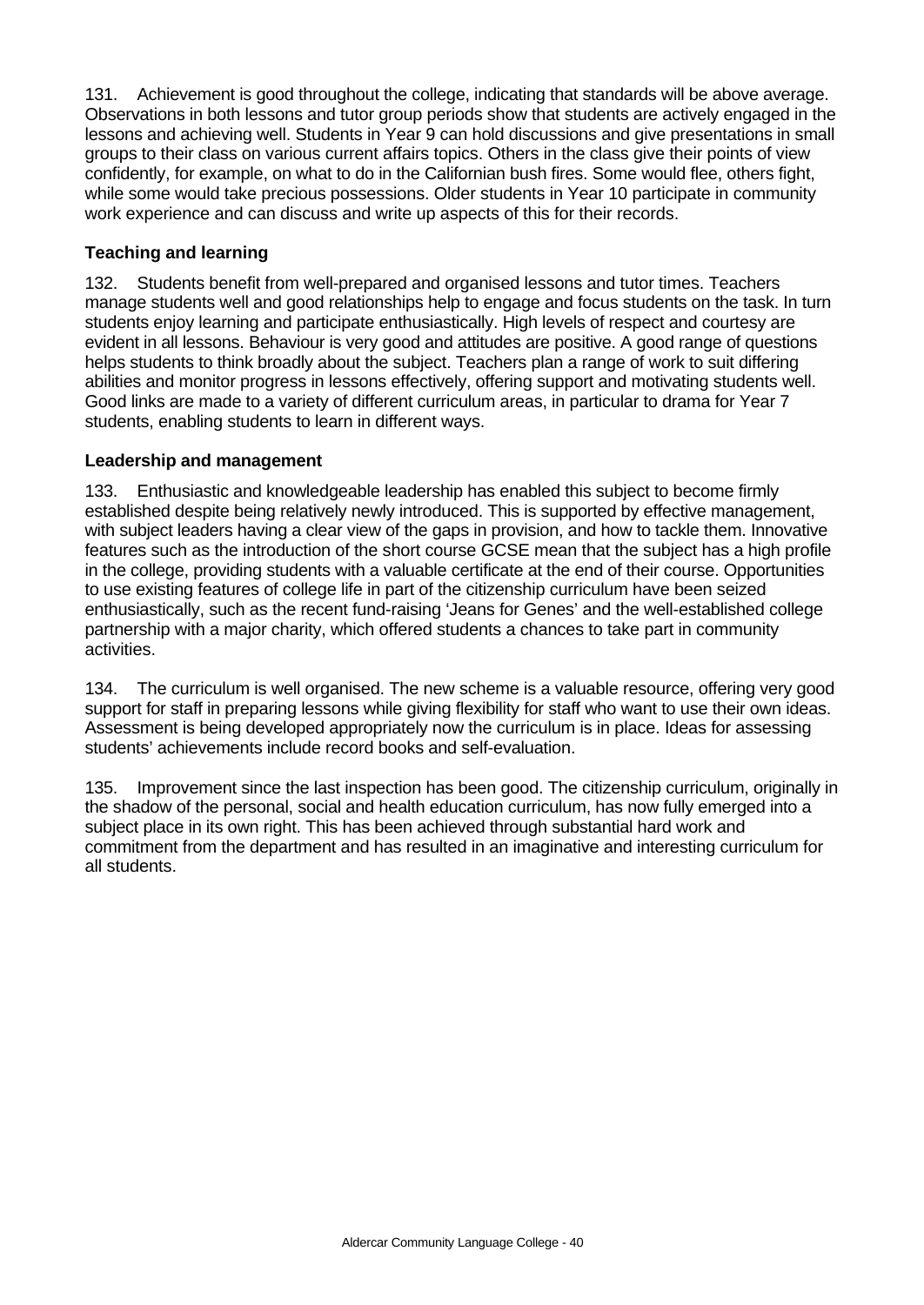131. Achievement is good throughout the college, indicating that standards will be above average. Observations in both lessons and tutor group periods show that students are actively engaged in the lessons and achieving well. Students in Year 9 can hold discussions and give presentations in small groups to their class on various current affairs topics. Others in the class give their points of view confidently, for example, on what to do in the Californian bush fires. Some would flee, others fight, while some would take precious possessions. Older students in Year 10 participate in community work experience and can discuss and write up aspects of this for their records.

### Teaching and learning

132. Students benefit from well-prepared and organised lessons and tutor times. Teachers manage students well and good relationships help to engage and focus students on the task. In turn students enjoy learning and participate enthusiastically. High levels of respect and courtesy are evident in all lessons. Behaviour is very good and attitudes are positive. A good range of questions helps students to think broadly about the subject. Teachers plan a range of work to suit differing abilities and monitor progress in lessons effectively, offering support and motivating students well. Good links are made to a variety of different curriculum areas, in particular to drama for Year 7 students, enabling students to learn in different ways.

### Leadership and management

133. Enthusiastic and knowledgeable leadership has enabled this subject to become firmly established despite being relatively newly introduced. This is supported by effective management, with subject leaders having a clear view of the gaps in provision, and how to tackle them. Innovative features such as the introduction of the short course GCSE mean that the subject has a high profile in the college, providing students with a valuable certificate at the end of their course. Opportunities to use existing features of college life in part of the citizenship curriculum have been seized enthusiastically, such as the recent fund-raising 'Jeans for Genes' and the well-established college partnership with a major charity, which offered students a chances to take part in community activities.

134. The curriculum is well organised. The new scheme is a valuable resource, offering very good support for staff in preparing lessons while giving flexibility for staff who want to use their own ideas. Assessment is being developed appropriately now the curriculum is in place. Ideas for assessing students' achievements include record books and self-evaluation.

135. Improvement since the last inspection has been good. The citizenship curriculum, originally in the shadow of the personal, social and health education curriculum, has now fully emerged into a subject place in its own right. This has been achieved through substantial hard work and commitment from the department and has resulted in an imaginative and interesting curriculum for all students.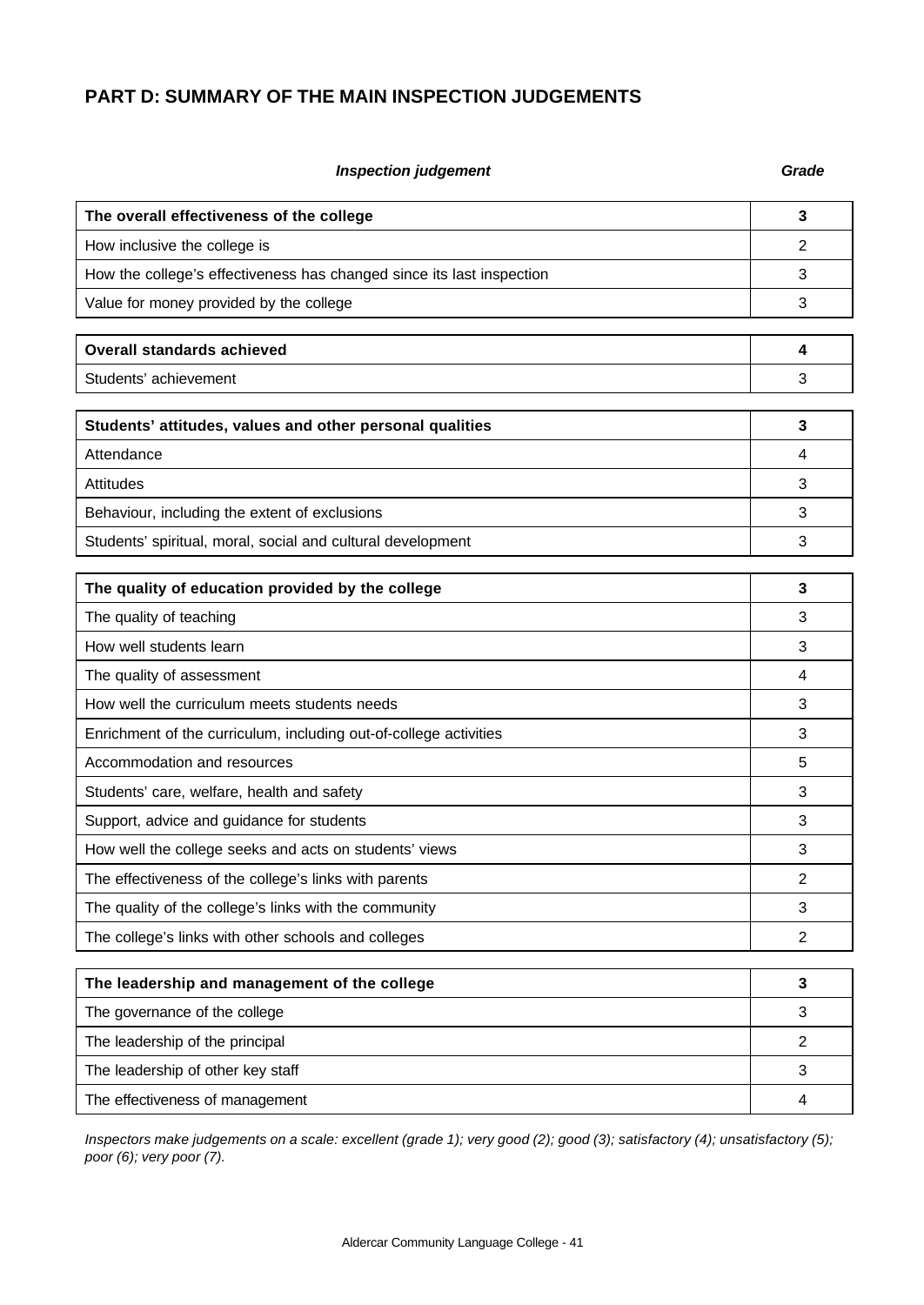## PART D: SUMMARY OF THE MAIN INSPECTION JUDGEMENTS

| ***Inspection judgement*** | ***Grade*** |
|---|---|
| **The overall effectiveness of the college** | **3** |
| How inclusive the college is | 2 |
| How the college's effectiveness has changed since its last inspection | 3 |
| Value for money provided by the college | 3 |
| **Overall standards achieved** | **4** |
| Students' achievement | 3 |
| **Students' attitudes, values and other personal qualities** | **3** |
| Attendance | 4 |
| Attitudes | 3 |
| Behaviour, including the extent of exclusions | 3 |
| Students' spiritual, moral, social and cultural development | 3 |
| **The quality of education provided by the college** | **3** |
| The quality of teaching | 3 |
| How well students learn | 3 |
| The quality of assessment | 4 |
| How well the curriculum meets students needs | 3 |
| Enrichment of the curriculum, including out-of-college activities | 3 |
| Accommodation and resources | 5 |
| Students' care, welfare, health and safety | 3 |
| Support, advice and guidance for students | 3 |
| How well the college seeks and acts on students' views | 3 |
| The effectiveness of the college's links with parents | 2 |
| The quality of the college's links with the community | 3 |
| The college's links with other schools and colleges | 2 |
| **The leadership and management of the college** | **3** |
| The governance of the college | 3 |
| The leadership of the principal | 2 |
| The leadership of other key staff | 3 |
| The effectiveness of management | 4 |

*Inspectors make judgements on a scale: excellent (grade 1); very good (2); good (3); satisfactory (4); unsatisfactory (5); poor (6); very poor (7).*